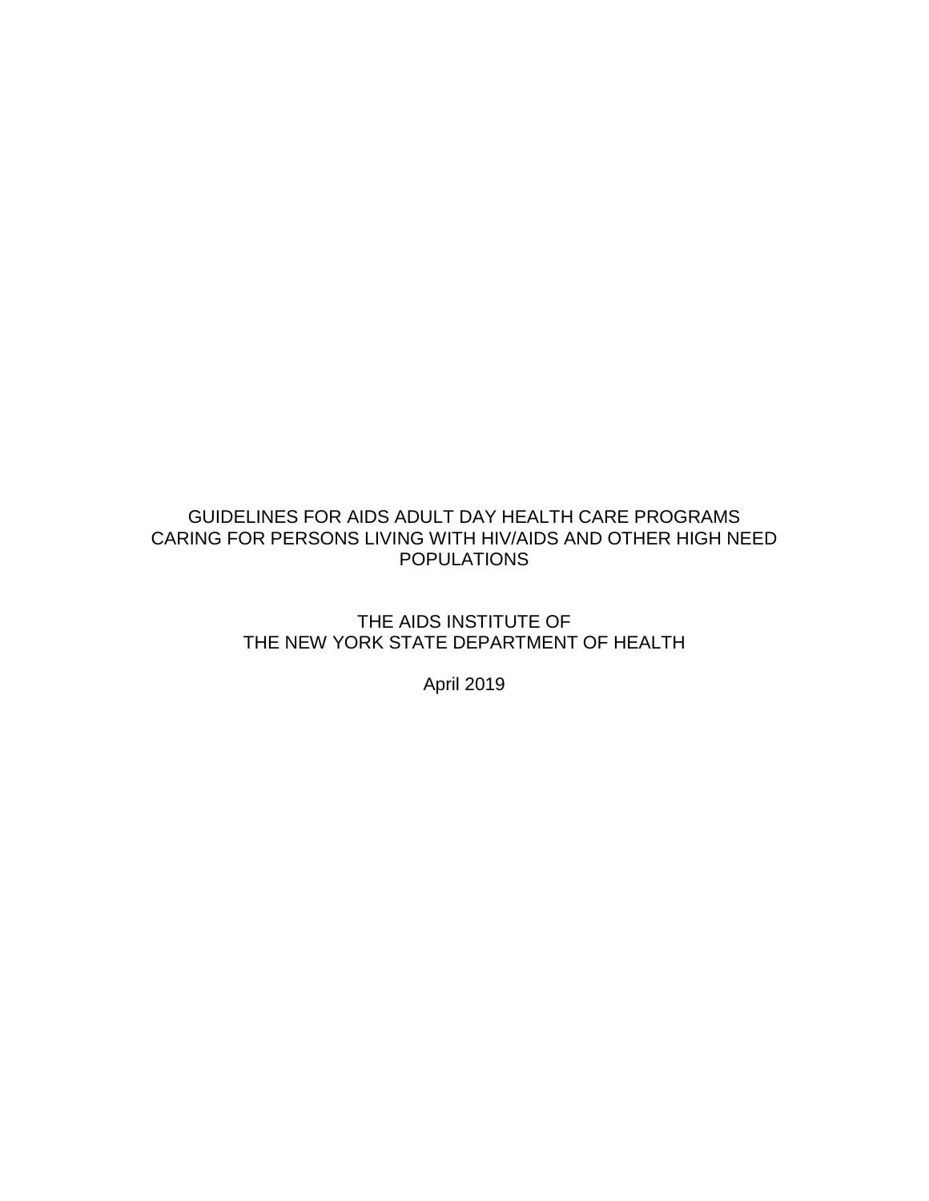# GUIDELINES FOR AIDS ADULT DAY HEALTH CARE PROGRAMS CARING FOR PERSONS LIVING WITH HIV/AIDS AND OTHER HIGH NEED POPULATIONS

THE AIDS INSTITUTE OF
THE NEW YORK STATE DEPARTMENT OF HEALTH

April 2019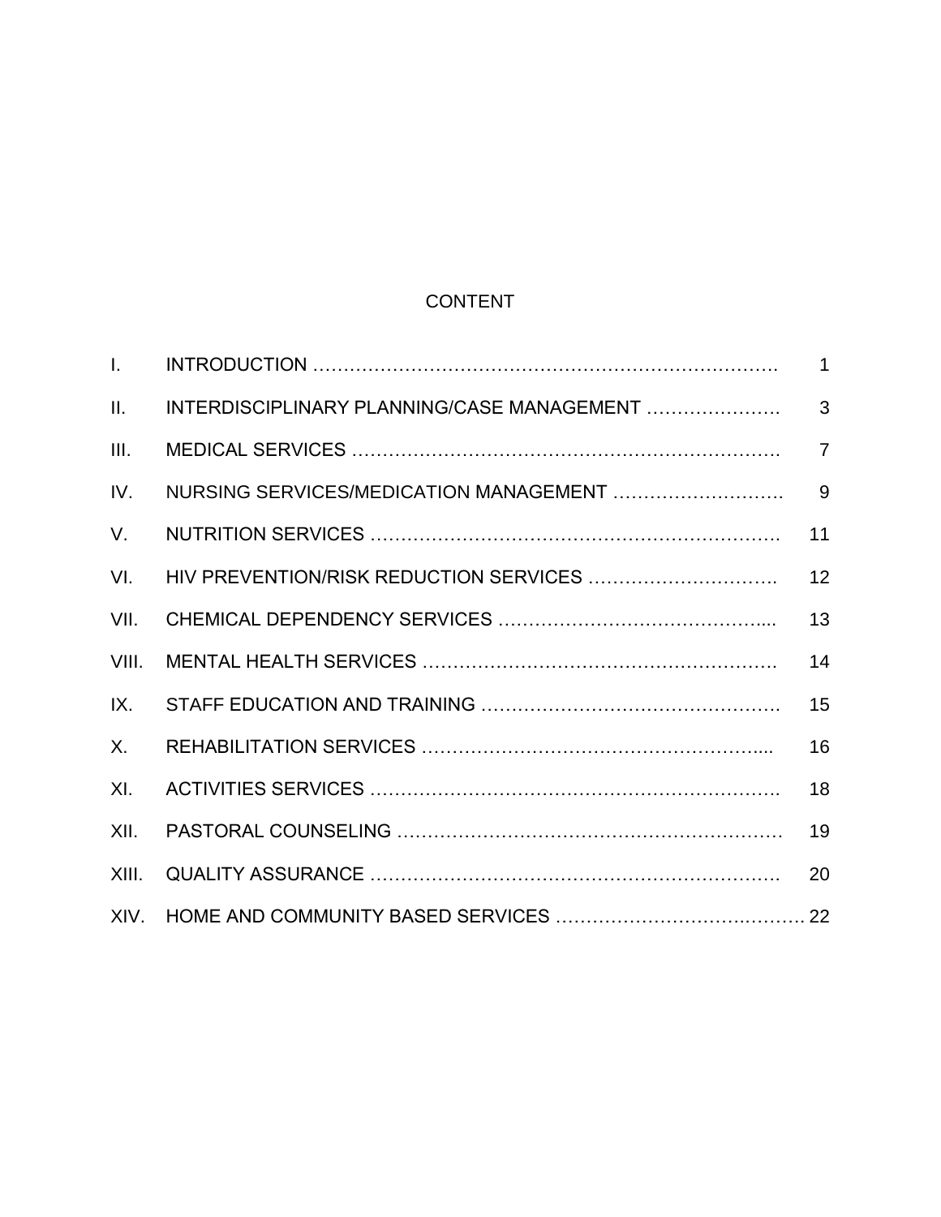# CONTENT

| | | |
|---|---|---|
| I. | INTRODUCTION ………………………………………………………………… | 1 |
| II. | INTERDISCIPLINARY PLANNING/CASE MANAGEMENT …………………. | 3 |
| III. | MEDICAL SERVICES ……………………………………………………………. | 7 |
| IV. | NURSING SERVICES/MEDICATION MANAGEMENT ………………………. | 9 |
| V. | NUTRITION SERVICES ………………………………………………………… | 11 |
| VI. | HIV PREVENTION/RISK REDUCTION SERVICES …………………………. | 12 |
| VII. | CHEMICAL DEPENDENCY SERVICES …………………………………….... | 13 |
| VIII. | MENTAL HEALTH SERVICES …………………………………………………. | 14 |
| IX. | STAFF EDUCATION AND TRAINING ………………………………………… | 15 |
| X. | REHABILITATION SERVICES ……………………………………………..... | 16 |
| XI. | ACTIVITIES SERVICES …………………………………………………………. | 18 |
| XII. | PASTORAL COUNSELING ……………………………………………………… | 19 |
| XIII. | QUALITY ASSURANCE ………………………………………………………… | 20 |
| XIV. | HOME AND COMMUNITY BASED SERVICES ………………………………. | 22 |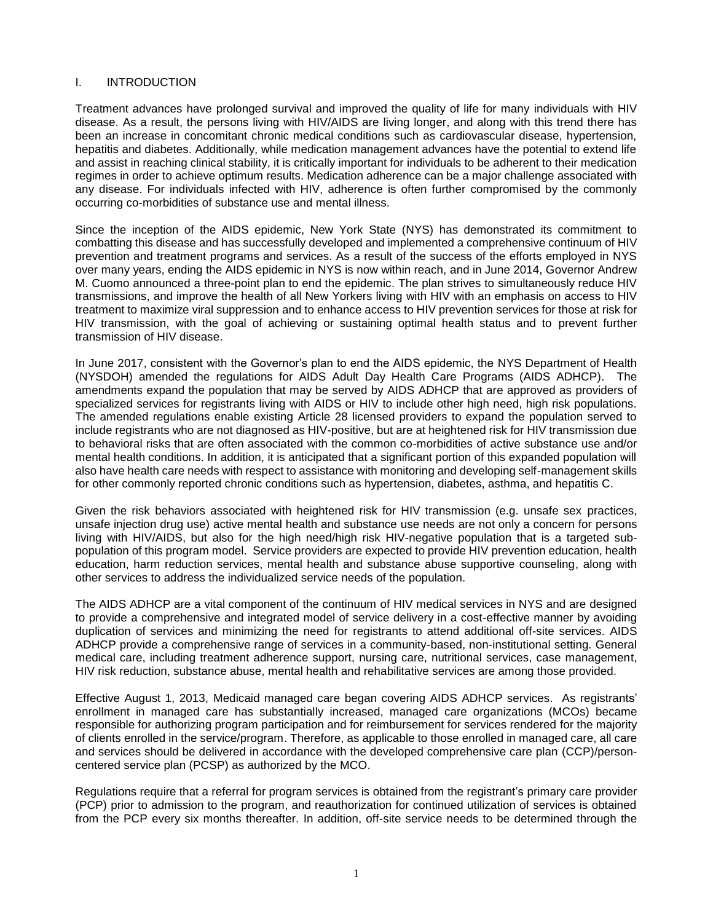## I. INTRODUCTION

Treatment advances have prolonged survival and improved the quality of life for many individuals with HIV disease. As a result, the persons living with HIV/AIDS are living longer, and along with this trend there has been an increase in concomitant chronic medical conditions such as cardiovascular disease, hypertension, hepatitis and diabetes. Additionally, while medication management advances have the potential to extend life and assist in reaching clinical stability, it is critically important for individuals to be adherent to their medication regimes in order to achieve optimum results. Medication adherence can be a major challenge associated with any disease. For individuals infected with HIV, adherence is often further compromised by the commonly occurring co-morbidities of substance use and mental illness.

Since the inception of the AIDS epidemic, New York State (NYS) has demonstrated its commitment to combatting this disease and has successfully developed and implemented a comprehensive continuum of HIV prevention and treatment programs and services. As a result of the success of the efforts employed in NYS over many years, ending the AIDS epidemic in NYS is now within reach, and in June 2014, Governor Andrew M. Cuomo announced a three-point plan to end the epidemic. The plan strives to simultaneously reduce HIV transmissions, and improve the health of all New Yorkers living with HIV with an emphasis on access to HIV treatment to maximize viral suppression and to enhance access to HIV prevention services for those at risk for HIV transmission, with the goal of achieving or sustaining optimal health status and to prevent further transmission of HIV disease.

In June 2017, consistent with the Governor's plan to end the AIDS epidemic, the NYS Department of Health (NYSDOH) amended the regulations for AIDS Adult Day Health Care Programs (AIDS ADHCP). The amendments expand the population that may be served by AIDS ADHCP that are approved as providers of specialized services for registrants living with AIDS or HIV to include other high need, high risk populations. The amended regulations enable existing Article 28 licensed providers to expand the population served to include registrants who are not diagnosed as HIV-positive, but are at heightened risk for HIV transmission due to behavioral risks that are often associated with the common co-morbidities of active substance use and/or mental health conditions. In addition, it is anticipated that a significant portion of this expanded population will also have health care needs with respect to assistance with monitoring and developing self-management skills for other commonly reported chronic conditions such as hypertension, diabetes, asthma, and hepatitis C.

Given the risk behaviors associated with heightened risk for HIV transmission (e.g. unsafe sex practices, unsafe injection drug use) active mental health and substance use needs are not only a concern for persons living with HIV/AIDS, but also for the high need/high risk HIV-negative population that is a targeted sub-population of this program model. Service providers are expected to provide HIV prevention education, health education, harm reduction services, mental health and substance abuse supportive counseling, along with other services to address the individualized service needs of the population.

The AIDS ADHCP are a vital component of the continuum of HIV medical services in NYS and are designed to provide a comprehensive and integrated model of service delivery in a cost-effective manner by avoiding duplication of services and minimizing the need for registrants to attend additional off-site services. AIDS ADHCP provide a comprehensive range of services in a community-based, non-institutional setting. General medical care, including treatment adherence support, nursing care, nutritional services, case management, HIV risk reduction, substance abuse, mental health and rehabilitative services are among those provided.

Effective August 1, 2013, Medicaid managed care began covering AIDS ADHCP services. As registrants' enrollment in managed care has substantially increased, managed care organizations (MCOs) became responsible for authorizing program participation and for reimbursement for services rendered for the majority of clients enrolled in the service/program. Therefore, as applicable to those enrolled in managed care, all care and services should be delivered in accordance with the developed comprehensive care plan (CCP)/person-centered service plan (PCSP) as authorized by the MCO.

Regulations require that a referral for program services is obtained from the registrant's primary care provider (PCP) prior to admission to the program, and reauthorization for continued utilization of services is obtained from the PCP every six months thereafter. In addition, off-site service needs to be determined through the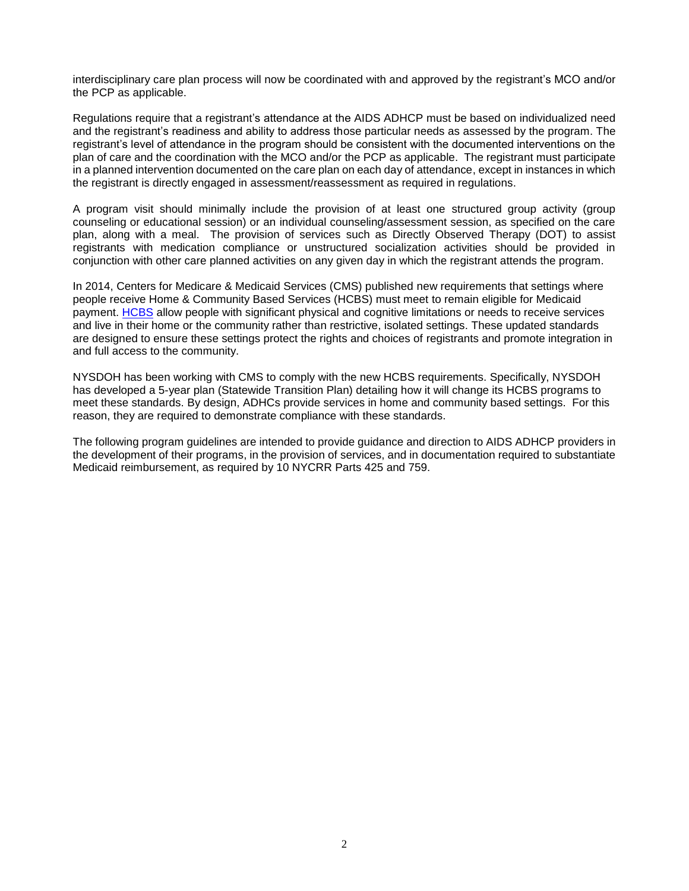interdisciplinary care plan process will now be coordinated with and approved by the registrant's MCO and/or the PCP as applicable.

Regulations require that a registrant's attendance at the AIDS ADHCP must be based on individualized need and the registrant's readiness and ability to address those particular needs as assessed by the program. The registrant's level of attendance in the program should be consistent with the documented interventions on the plan of care and the coordination with the MCO and/or the PCP as applicable. The registrant must participate in a planned intervention documented on the care plan on each day of attendance, except in instances in which the registrant is directly engaged in assessment/reassessment as required in regulations.

A program visit should minimally include the provision of at least one structured group activity (group counseling or educational session) or an individual counseling/assessment session, as specified on the care plan, along with a meal. The provision of services such as Directly Observed Therapy (DOT) to assist registrants with medication compliance or unstructured socialization activities should be provided in conjunction with other care planned activities on any given day in which the registrant attends the program.

In 2014, Centers for Medicare & Medicaid Services (CMS) published new requirements that settings where people receive Home & Community Based Services (HCBS) must meet to remain eligible for Medicaid payment. HCBS allow people with significant physical and cognitive limitations or needs to receive services and live in their home or the community rather than restrictive, isolated settings. These updated standards are designed to ensure these settings protect the rights and choices of registrants and promote integration in and full access to the community.

NYSDOH has been working with CMS to comply with the new HCBS requirements. Specifically, NYSDOH has developed a 5-year plan (Statewide Transition Plan) detailing how it will change its HCBS programs to meet these standards. By design, ADHCs provide services in home and community based settings. For this reason, they are required to demonstrate compliance with these standards.

The following program guidelines are intended to provide guidance and direction to AIDS ADHCP providers in the development of their programs, in the provision of services, and in documentation required to substantiate Medicaid reimbursement, as required by 10 NYCRR Parts 425 and 759.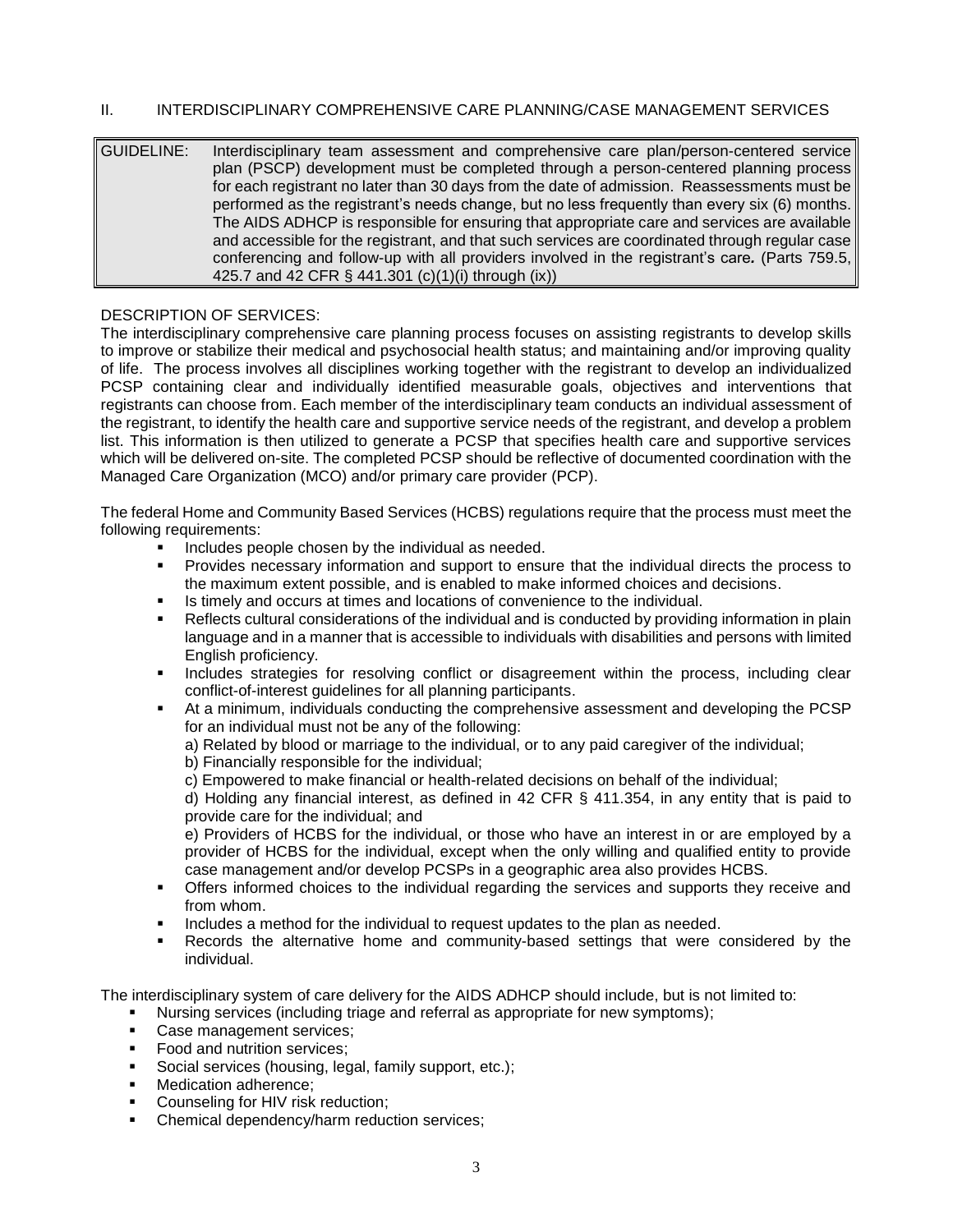## II. INTERDISCIPLINARY COMPREHENSIVE CARE PLANNING/CASE MANAGEMENT SERVICES

| GUIDELINE: | Interdisciplinary team assessment and comprehensive care plan/person-centered service plan (PSCP) development must be completed through a person-centered planning process for each registrant no later than 30 days from the date of admission. Reassessments must be performed as the registrant's needs change, but no less frequently than every six (6) months. The AIDS ADHCP is responsible for ensuring that appropriate care and services are available and accessible for the registrant, and that such services are coordinated through regular case conferencing and follow-up with all providers involved in the registrant's care*.* (Parts 759.5, 425.7 and 42 CFR § 441.301 (c)(1)(i) through (ix)) |
|---|---|

DESCRIPTION OF SERVICES:

The interdisciplinary comprehensive care planning process focuses on assisting registrants to develop skills to improve or stabilize their medical and psychosocial health status; and maintaining and/or improving quality of life. The process involves all disciplines working together with the registrant to develop an individualized PCSP containing clear and individually identified measurable goals, objectives and interventions that registrants can choose from. Each member of the interdisciplinary team conducts an individual assessment of the registrant, to identify the health care and supportive service needs of the registrant, and develop a problem list. This information is then utilized to generate a PCSP that specifies health care and supportive services which will be delivered on-site. The completed PCSP should be reflective of documented coordination with the Managed Care Organization (MCO) and/or primary care provider (PCP).

The federal Home and Community Based Services (HCBS) regulations require that the process must meet the following requirements:

- Includes people chosen by the individual as needed.
- Provides necessary information and support to ensure that the individual directs the process to the maximum extent possible, and is enabled to make informed choices and decisions.
- Is timely and occurs at times and locations of convenience to the individual.
- Reflects cultural considerations of the individual and is conducted by providing information in plain language and in a manner that is accessible to individuals with disabilities and persons with limited English proficiency.
- Includes strategies for resolving conflict or disagreement within the process, including clear conflict-of-interest guidelines for all planning participants.
- At a minimum, individuals conducting the comprehensive assessment and developing the PCSP for an individual must not be any of the following:
  
  a) Related by blood or marriage to the individual, or to any paid caregiver of the individual;
  
  b) Financially responsible for the individual;
  
  c) Empowered to make financial or health-related decisions on behalf of the individual;
  
  d) Holding any financial interest, as defined in 42 CFR § 411.354, in any entity that is paid to provide care for the individual; and
  
  e) Providers of HCBS for the individual, or those who have an interest in or are employed by a provider of HCBS for the individual, except when the only willing and qualified entity to provide case management and/or develop PCSPs in a geographic area also provides HCBS.
- Offers informed choices to the individual regarding the services and supports they receive and from whom.
- Includes a method for the individual to request updates to the plan as needed.
- Records the alternative home and community-based settings that were considered by the individual.

The interdisciplinary system of care delivery for the AIDS ADHCP should include, but is not limited to:

- Nursing services (including triage and referral as appropriate for new symptoms);
- Case management services;
- Food and nutrition services;
- Social services (housing, legal, family support, etc.);
- Medication adherence;
- Counseling for HIV risk reduction;
- Chemical dependency/harm reduction services;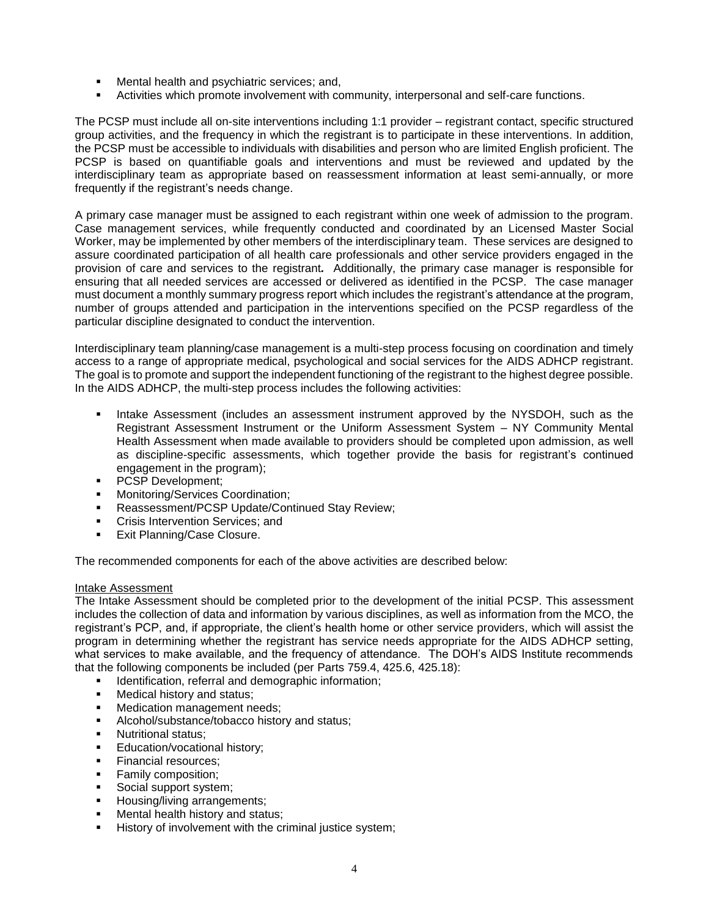- Mental health and psychiatric services; and,
- Activities which promote involvement with community, interpersonal and self-care functions.

The PCSP must include all on-site interventions including 1:1 provider – registrant contact, specific structured group activities, and the frequency in which the registrant is to participate in these interventions. In addition, the PCSP must be accessible to individuals with disabilities and person who are limited English proficient. The PCSP is based on quantifiable goals and interventions and must be reviewed and updated by the interdisciplinary team as appropriate based on reassessment information at least semi-annually, or more frequently if the registrant's needs change.

A primary case manager must be assigned to each registrant within one week of admission to the program. Case management services, while frequently conducted and coordinated by an Licensed Master Social Worker, may be implemented by other members of the interdisciplinary team. These services are designed to assure coordinated participation of all health care professionals and other service providers engaged in the provision of care and services to the registrant*.* Additionally, the primary case manager is responsible for ensuring that all needed services are accessed or delivered as identified in the PCSP. The case manager must document a monthly summary progress report which includes the registrant's attendance at the program, number of groups attended and participation in the interventions specified on the PCSP regardless of the particular discipline designated to conduct the intervention.

Interdisciplinary team planning/case management is a multi-step process focusing on coordination and timely access to a range of appropriate medical, psychological and social services for the AIDS ADHCP registrant. The goal is to promote and support the independent functioning of the registrant to the highest degree possible. In the AIDS ADHCP, the multi-step process includes the following activities:

- Intake Assessment (includes an assessment instrument approved by the NYSDOH, such as the Registrant Assessment Instrument or the Uniform Assessment System – NY Community Mental Health Assessment when made available to providers should be completed upon admission, as well as discipline-specific assessments, which together provide the basis for registrant's continued engagement in the program);
- PCSP Development;
- Monitoring/Services Coordination;
- Reassessment/PCSP Update/Continued Stay Review;
- Crisis Intervention Services; and
- Exit Planning/Case Closure.

The recommended components for each of the above activities are described below:

<u>Intake Assessment</u>

The Intake Assessment should be completed prior to the development of the initial PCSP. This assessment includes the collection of data and information by various disciplines, as well as information from the MCO, the registrant's PCP, and, if appropriate, the client's health home or other service providers, which will assist the program in determining whether the registrant has service needs appropriate for the AIDS ADHCP setting, what services to make available, and the frequency of attendance. The DOH's AIDS Institute recommends that the following components be included (per Parts 759.4, 425.6, 425.18):

- Identification, referral and demographic information;
- Medical history and status;
- Medication management needs;
- Alcohol/substance/tobacco history and status;
- Nutritional status;
- Education/vocational history;
- Financial resources;
- Family composition;
- Social support system;
- Housing/living arrangements;
- Mental health history and status;
- History of involvement with the criminal justice system;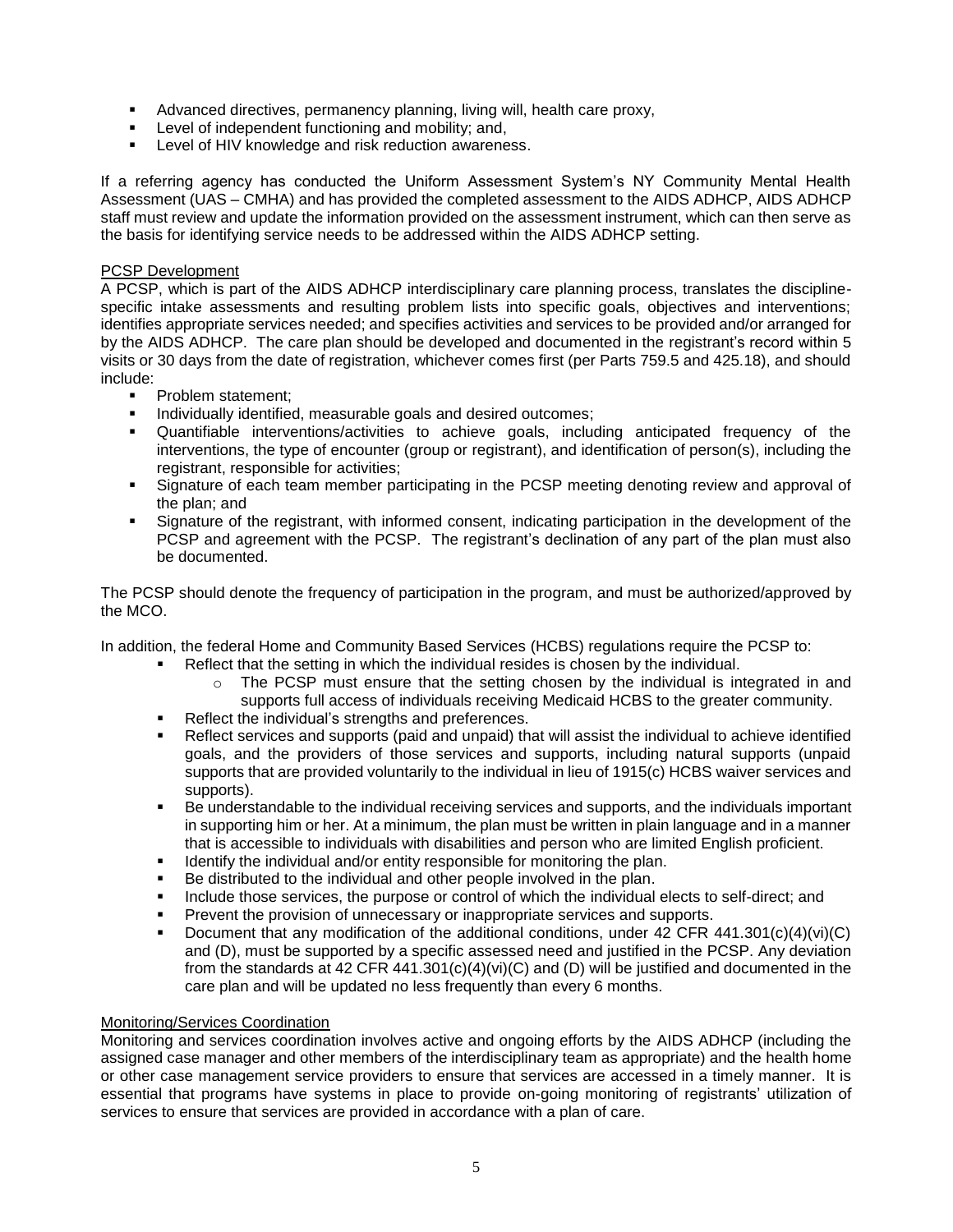- Advanced directives, permanency planning, living will, health care proxy,
- Level of independent functioning and mobility; and,
- Level of HIV knowledge and risk reduction awareness.

If a referring agency has conducted the Uniform Assessment System's NY Community Mental Health Assessment (UAS – CMHA) and has provided the completed assessment to the AIDS ADHCP, AIDS ADHCP staff must review and update the information provided on the assessment instrument, which can then serve as the basis for identifying service needs to be addressed within the AIDS ADHCP setting.

### PCSP Development

A PCSP, which is part of the AIDS ADHCP interdisciplinary care planning process, translates the discipline-specific intake assessments and resulting problem lists into specific goals, objectives and interventions; identifies appropriate services needed; and specifies activities and services to be provided and/or arranged for by the AIDS ADHCP. The care plan should be developed and documented in the registrant's record within 5 visits or 30 days from the date of registration, whichever comes first (per Parts 759.5 and 425.18), and should include:

- Problem statement;
- Individually identified, measurable goals and desired outcomes;
- Quantifiable interventions/activities to achieve goals, including anticipated frequency of the interventions, the type of encounter (group or registrant), and identification of person(s), including the registrant, responsible for activities;
- Signature of each team member participating in the PCSP meeting denoting review and approval of the plan; and
- Signature of the registrant, with informed consent, indicating participation in the development of the PCSP and agreement with the PCSP. The registrant's declination of any part of the plan must also be documented.

The PCSP should denote the frequency of participation in the program, and must be authorized/approved by the MCO.

In addition, the federal Home and Community Based Services (HCBS) regulations require the PCSP to:

- Reflect that the setting in which the individual resides is chosen by the individual.
  - The PCSP must ensure that the setting chosen by the individual is integrated in and supports full access of individuals receiving Medicaid HCBS to the greater community.
- Reflect the individual's strengths and preferences.
- Reflect services and supports (paid and unpaid) that will assist the individual to achieve identified goals, and the providers of those services and supports, including natural supports (unpaid supports that are provided voluntarily to the individual in lieu of 1915(c) HCBS waiver services and supports).
- Be understandable to the individual receiving services and supports, and the individuals important in supporting him or her. At a minimum, the plan must be written in plain language and in a manner that is accessible to individuals with disabilities and person who are limited English proficient.
- Identify the individual and/or entity responsible for monitoring the plan.
- Be distributed to the individual and other people involved in the plan.
- Include those services, the purpose or control of which the individual elects to self-direct; and
- Prevent the provision of unnecessary or inappropriate services and supports.
- Document that any modification of the additional conditions, under 42 CFR 441.301(c)(4)(vi)(C) and (D), must be supported by a specific assessed need and justified in the PCSP. Any deviation from the standards at 42 CFR 441.301(c)(4)(vi)(C) and (D) will be justified and documented in the care plan and will be updated no less frequently than every 6 months.

### Monitoring/Services Coordination

Monitoring and services coordination involves active and ongoing efforts by the AIDS ADHCP (including the assigned case manager and other members of the interdisciplinary team as appropriate) and the health home or other case management service providers to ensure that services are accessed in a timely manner. It is essential that programs have systems in place to provide on-going monitoring of registrants' utilization of services to ensure that services are provided in accordance with a plan of care.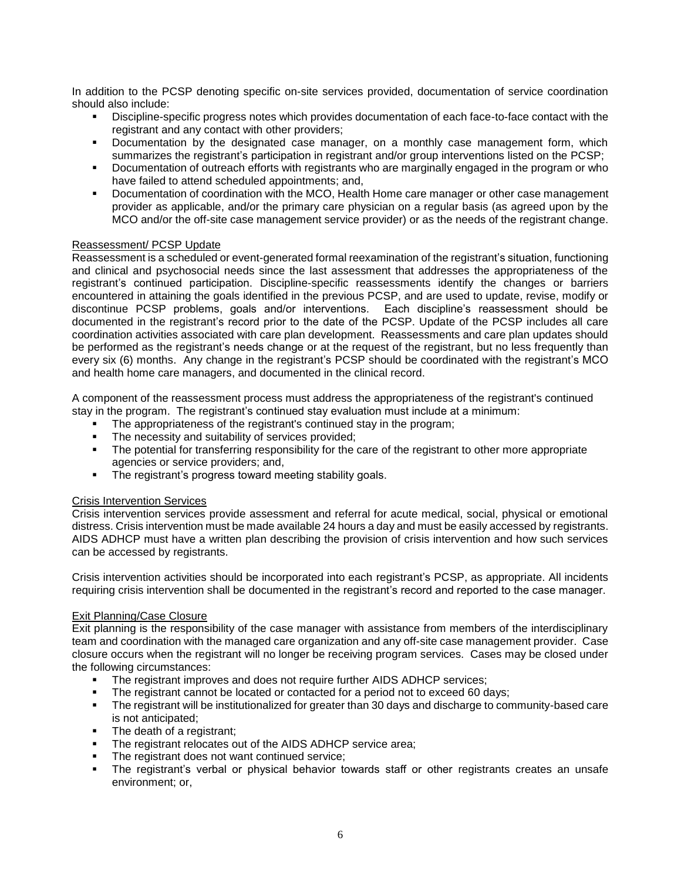In addition to the PCSP denoting specific on-site services provided, documentation of service coordination should also include:

- Discipline-specific progress notes which provides documentation of each face-to-face contact with the registrant and any contact with other providers;
- Documentation by the designated case manager, on a monthly case management form, which summarizes the registrant's participation in registrant and/or group interventions listed on the PCSP;
- Documentation of outreach efforts with registrants who are marginally engaged in the program or who have failed to attend scheduled appointments; and,
- Documentation of coordination with the MCO, Health Home care manager or other case management provider as applicable, and/or the primary care physician on a regular basis (as agreed upon by the MCO and/or the off-site case management service provider) or as the needs of the registrant change.

Reassessment/ PCSP Update

Reassessment is a scheduled or event-generated formal reexamination of the registrant's situation, functioning and clinical and psychosocial needs since the last assessment that addresses the appropriateness of the registrant's continued participation. Discipline-specific reassessments identify the changes or barriers encountered in attaining the goals identified in the previous PCSP, and are used to update, revise, modify or discontinue PCSP problems, goals and/or interventions. Each discipline's reassessment should be documented in the registrant's record prior to the date of the PCSP. Update of the PCSP includes all care coordination activities associated with care plan development. Reassessments and care plan updates should be performed as the registrant's needs change or at the request of the registrant, but no less frequently than every six (6) months. Any change in the registrant's PCSP should be coordinated with the registrant's MCO and health home care managers, and documented in the clinical record.

A component of the reassessment process must address the appropriateness of the registrant's continued stay in the program. The registrant's continued stay evaluation must include at a minimum:

- The appropriateness of the registrant's continued stay in the program;
- The necessity and suitability of services provided;
- The potential for transferring responsibility for the care of the registrant to other more appropriate agencies or service providers; and,
- The registrant's progress toward meeting stability goals.

Crisis Intervention Services

Crisis intervention services provide assessment and referral for acute medical, social, physical or emotional distress. Crisis intervention must be made available 24 hours a day and must be easily accessed by registrants. AIDS ADHCP must have a written plan describing the provision of crisis intervention and how such services can be accessed by registrants.

Crisis intervention activities should be incorporated into each registrant's PCSP, as appropriate. All incidents requiring crisis intervention shall be documented in the registrant's record and reported to the case manager.

Exit Planning/Case Closure

Exit planning is the responsibility of the case manager with assistance from members of the interdisciplinary team and coordination with the managed care organization and any off-site case management provider. Case closure occurs when the registrant will no longer be receiving program services. Cases may be closed under the following circumstances:

- The registrant improves and does not require further AIDS ADHCP services;
- The registrant cannot be located or contacted for a period not to exceed 60 days;
- The registrant will be institutionalized for greater than 30 days and discharge to community-based care is not anticipated;
- The death of a registrant;
- The registrant relocates out of the AIDS ADHCP service area;
- The registrant does not want continued service;
- The registrant's verbal or physical behavior towards staff or other registrants creates an unsafe environment; or,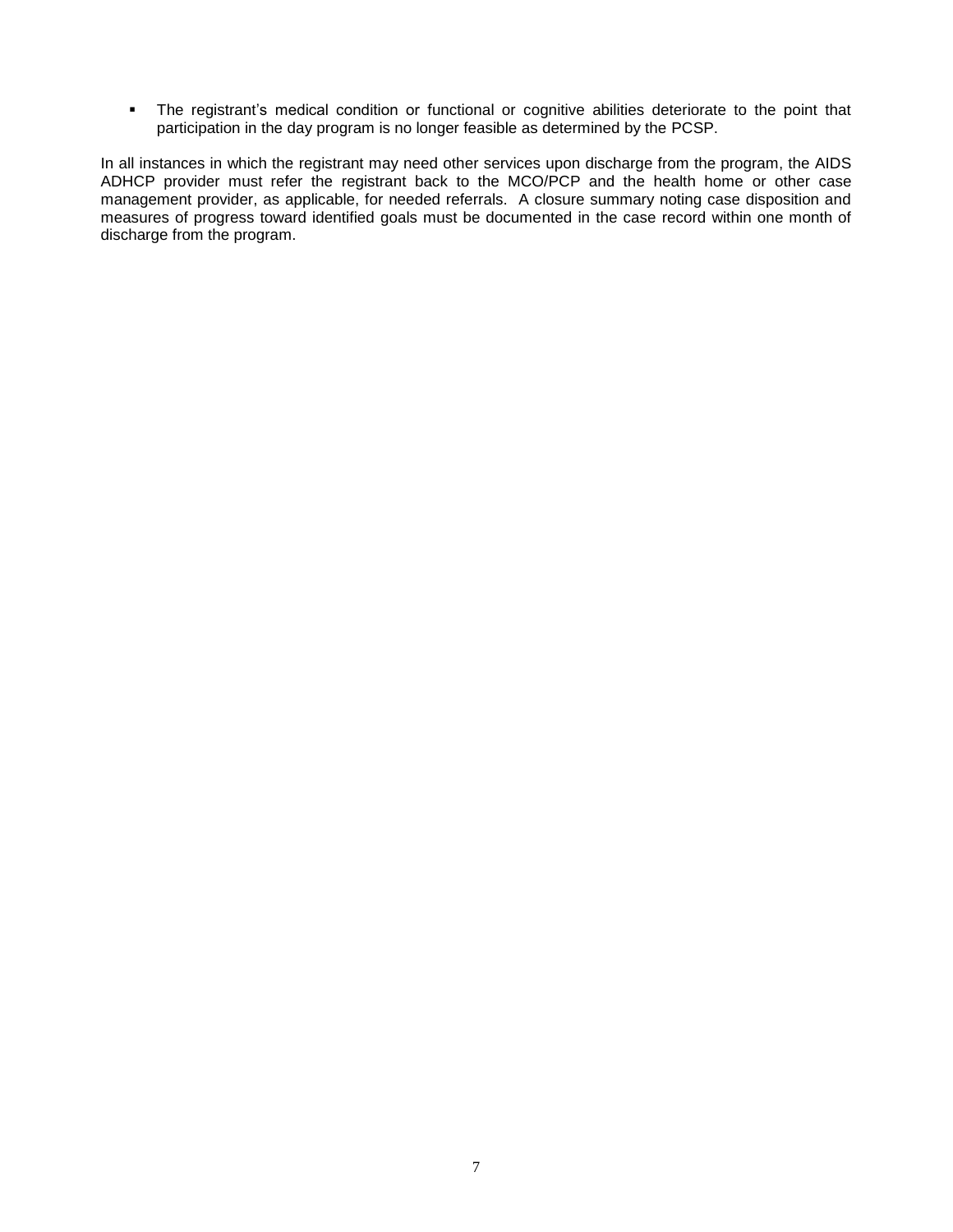- The registrant's medical condition or functional or cognitive abilities deteriorate to the point that participation in the day program is no longer feasible as determined by the PCSP.

In all instances in which the registrant may need other services upon discharge from the program, the AIDS ADHCP provider must refer the registrant back to the MCO/PCP and the health home or other case management provider, as applicable, for needed referrals. A closure summary noting case disposition and measures of progress toward identified goals must be documented in the case record within one month of discharge from the program.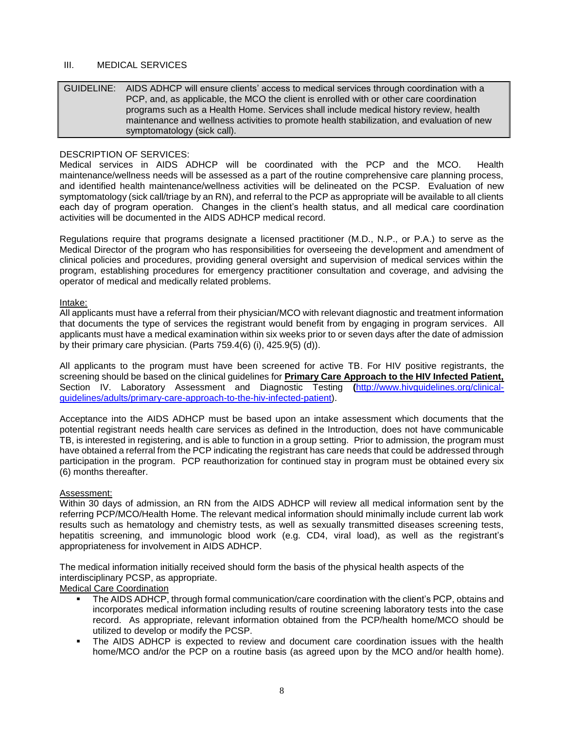## III. MEDICAL SERVICES

| GUIDELINE: | AIDS ADHCP will ensure clients' access to medical services through coordination with a PCP, and, as applicable, the MCO the client is enrolled with or other care coordination programs such as a Health Home. Services shall include medical history review, health maintenance and wellness activities to promote health stabilization, and evaluation of new symptomatology (sick call). |
|---|---|

DESCRIPTION OF SERVICES:
Medical services in AIDS ADHCP will be coordinated with the PCP and the MCO. Health maintenance/wellness needs will be assessed as a part of the routine comprehensive care planning process, and identified health maintenance/wellness activities will be delineated on the PCSP. Evaluation of new symptomatology (sick call/triage by an RN), and referral to the PCP as appropriate will be available to all clients each day of program operation. Changes in the client's health status, and all medical care coordination activities will be documented in the AIDS ADHCP medical record.

Regulations require that programs designate a licensed practitioner (M.D., N.P., or P.A.) to serve as the Medical Director of the program who has responsibilities for overseeing the development and amendment of clinical policies and procedures, providing general oversight and supervision of medical services within the program, establishing procedures for emergency practitioner consultation and coverage, and advising the operator of medical and medically related problems.

<u>Intake:</u>
All applicants must have a referral from their physician/MCO with relevant diagnostic and treatment information that documents the type of services the registrant would benefit from by engaging in program services. All applicants must have a medical examination within six weeks prior to or seven days after the date of admission by their primary care physician. (Parts 759.4(6) (i), 425.9(5) (d)).

All applicants to the program must have been screened for active TB. For HIV positive registrants, the screening should be based on the clinical guidelines for **<u>Primary Care Approach to the HIV Infected Patient,</u>** Section IV. Laboratory Assessment and Diagnostic Testing **(**[http://www.hivguidelines.org/clinical-guidelines/adults/primary-care-approach-to-the-hiv-infected-patient](http://www.hivguidelines.org/clinical-guidelines/adults/primary-care-approach-to-the-hiv-infected-patient)).

Acceptance into the AIDS ADHCP must be based upon an intake assessment which documents that the potential registrant needs health care services as defined in the Introduction, does not have communicable TB, is interested in registering, and is able to function in a group setting. Prior to admission, the program must have obtained a referral from the PCP indicating the registrant has care needs that could be addressed through participation in the program. PCP reauthorization for continued stay in program must be obtained every six (6) months thereafter.

<u>Assessment:</u>
Within 30 days of admission, an RN from the AIDS ADHCP will review all medical information sent by the referring PCP/MCO/Health Home. The relevant medical information should minimally include current lab work results such as hematology and chemistry tests, as well as sexually transmitted diseases screening tests, hepatitis screening, and immunologic blood work (e.g. CD4, viral load), as well as the registrant's appropriateness for involvement in AIDS ADHCP.

The medical information initially received should form the basis of the physical health aspects of the interdisciplinary PCSP, as appropriate.

<u>Medical Care Coordination</u>

- The AIDS ADHCP, through formal communication/care coordination with the client's PCP, obtains and incorporates medical information including results of routine screening laboratory tests into the case record. As appropriate, relevant information obtained from the PCP/health home/MCO should be utilized to develop or modify the PCSP.
- The AIDS ADHCP is expected to review and document care coordination issues with the health home/MCO and/or the PCP on a routine basis (as agreed upon by the MCO and/or health home).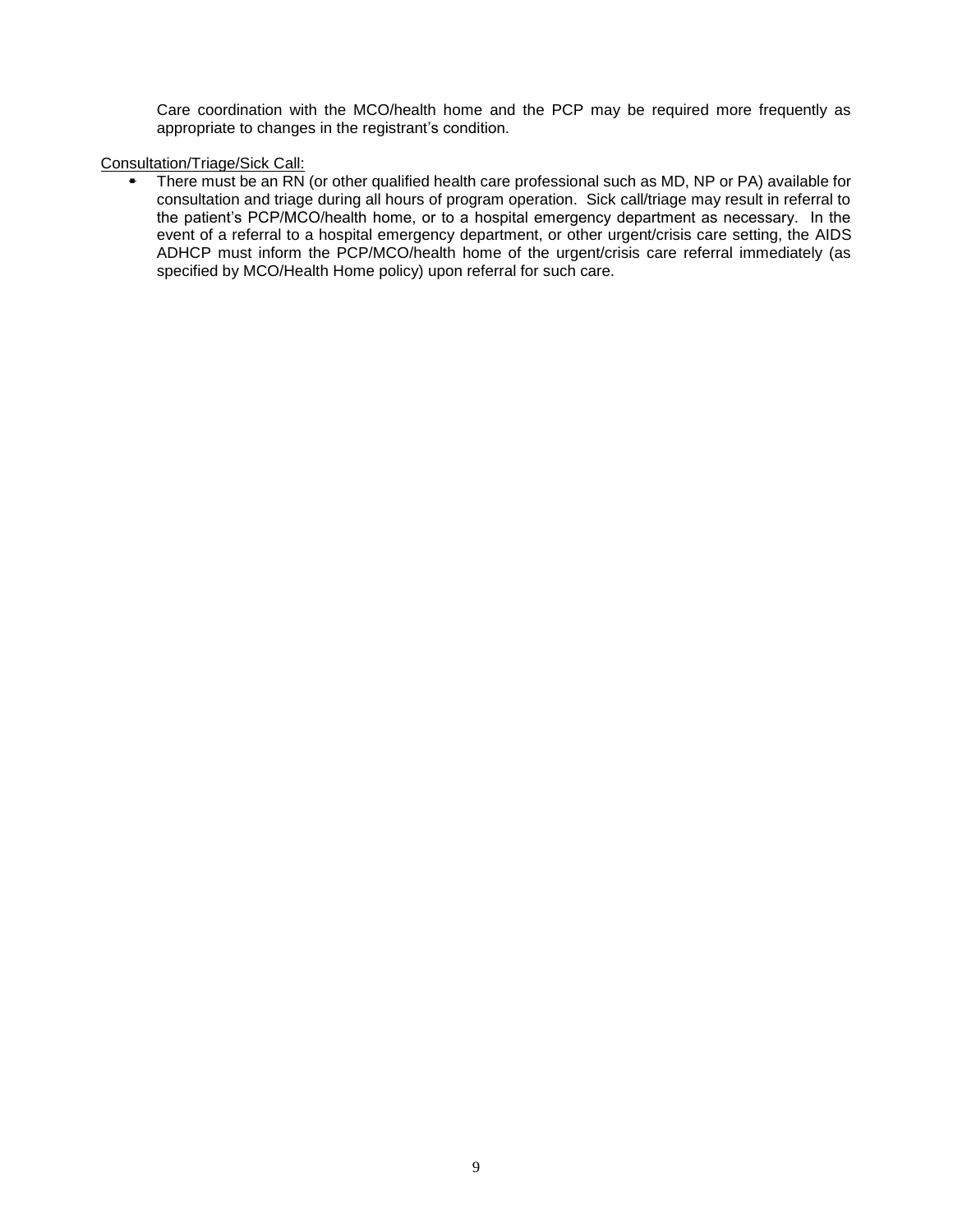Care coordination with the MCO/health home and the PCP may be required more frequently as appropriate to changes in the registrant's condition.

<u>Consultation/Triage/Sick Call:</u>

- There must be an RN (or other qualified health care professional such as MD, NP or PA) available for consultation and triage during all hours of program operation. Sick call/triage may result in referral to the patient's PCP/MCO/health home, or to a hospital emergency department as necessary. In the event of a referral to a hospital emergency department, or other urgent/crisis care setting, the AIDS ADHCP must inform the PCP/MCO/health home of the urgent/crisis care referral immediately (as specified by MCO/Health Home policy) upon referral for such care.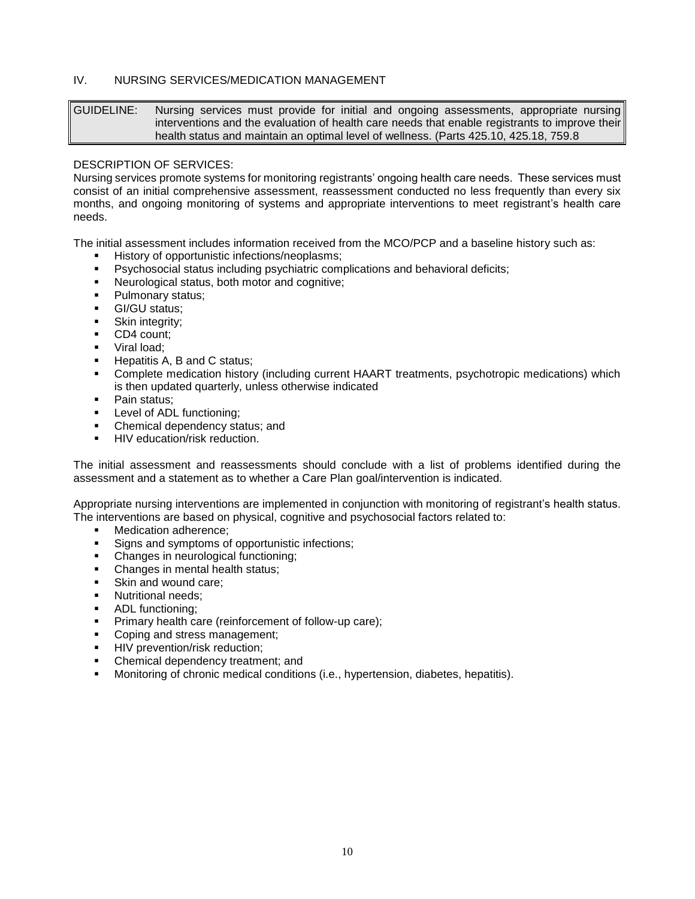## IV. NURSING SERVICES/MEDICATION MANAGEMENT

| GUIDELINE: | Nursing services must provide for initial and ongoing assessments, appropriate nursing interventions and the evaluation of health care needs that enable registrants to improve their health status and maintain an optimal level of wellness. (Parts 425.10, 425.18, 759.8 |
|---|---|

DESCRIPTION OF SERVICES:
Nursing services promote systems for monitoring registrants' ongoing health care needs. These services must consist of an initial comprehensive assessment, reassessment conducted no less frequently than every six months, and ongoing monitoring of systems and appropriate interventions to meet registrant's health care needs.

The initial assessment includes information received from the MCO/PCP and a baseline history such as:

- History of opportunistic infections/neoplasms;
- Psychosocial status including psychiatric complications and behavioral deficits;
- Neurological status, both motor and cognitive;
- Pulmonary status;
- GI/GU status;
- Skin integrity;
- CD4 count;
- Viral load;
- Hepatitis A, B and C status;
- Complete medication history (including current HAART treatments, psychotropic medications) which is then updated quarterly, unless otherwise indicated
- Pain status;
- Level of ADL functioning;
- Chemical dependency status; and
- HIV education/risk reduction.

The initial assessment and reassessments should conclude with a list of problems identified during the assessment and a statement as to whether a Care Plan goal/intervention is indicated.

Appropriate nursing interventions are implemented in conjunction with monitoring of registrant's health status. The interventions are based on physical, cognitive and psychosocial factors related to:

- Medication adherence;
- Signs and symptoms of opportunistic infections;
- Changes in neurological functioning;
- Changes in mental health status;
- Skin and wound care;
- Nutritional needs;
- ADL functioning;
- Primary health care (reinforcement of follow-up care);
- Coping and stress management;
- HIV prevention/risk reduction;
- Chemical dependency treatment; and
- Monitoring of chronic medical conditions (i.e., hypertension, diabetes, hepatitis).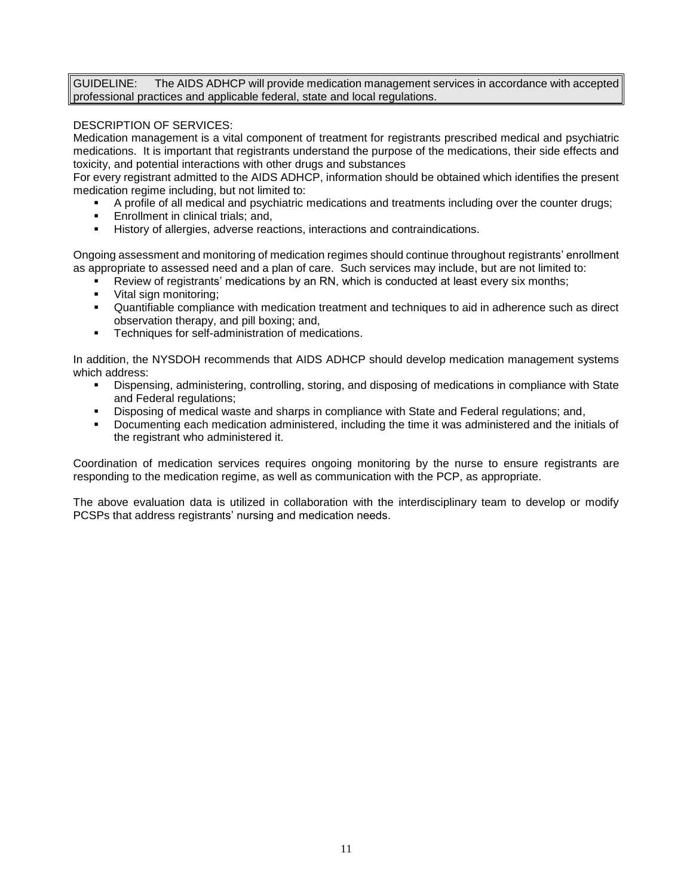GUIDELINE: The AIDS ADHCP will provide medication management services in accordance with accepted professional practices and applicable federal, state and local regulations.

DESCRIPTION OF SERVICES:

Medication management is a vital component of treatment for registrants prescribed medical and psychiatric medications. It is important that registrants understand the purpose of the medications, their side effects and toxicity, and potential interactions with other drugs and substances

For every registrant admitted to the AIDS ADHCP, information should be obtained which identifies the present medication regime including, but not limited to:

- A profile of all medical and psychiatric medications and treatments including over the counter drugs;
- Enrollment in clinical trials; and,
- History of allergies, adverse reactions, interactions and contraindications.

Ongoing assessment and monitoring of medication regimes should continue throughout registrants' enrollment as appropriate to assessed need and a plan of care. Such services may include, but are not limited to:

- Review of registrants' medications by an RN, which is conducted at least every six months;
- Vital sign monitoring;
- Quantifiable compliance with medication treatment and techniques to aid in adherence such as direct observation therapy, and pill boxing; and,
- Techniques for self-administration of medications.

In addition, the NYSDOH recommends that AIDS ADHCP should develop medication management systems which address:

- Dispensing, administering, controlling, storing, and disposing of medications in compliance with State and Federal regulations;
- Disposing of medical waste and sharps in compliance with State and Federal regulations; and,
- Documenting each medication administered, including the time it was administered and the initials of the registrant who administered it.

Coordination of medication services requires ongoing monitoring by the nurse to ensure registrants are responding to the medication regime, as well as communication with the PCP, as appropriate.

The above evaluation data is utilized in collaboration with the interdisciplinary team to develop or modify PCSPs that address registrants' nursing and medication needs.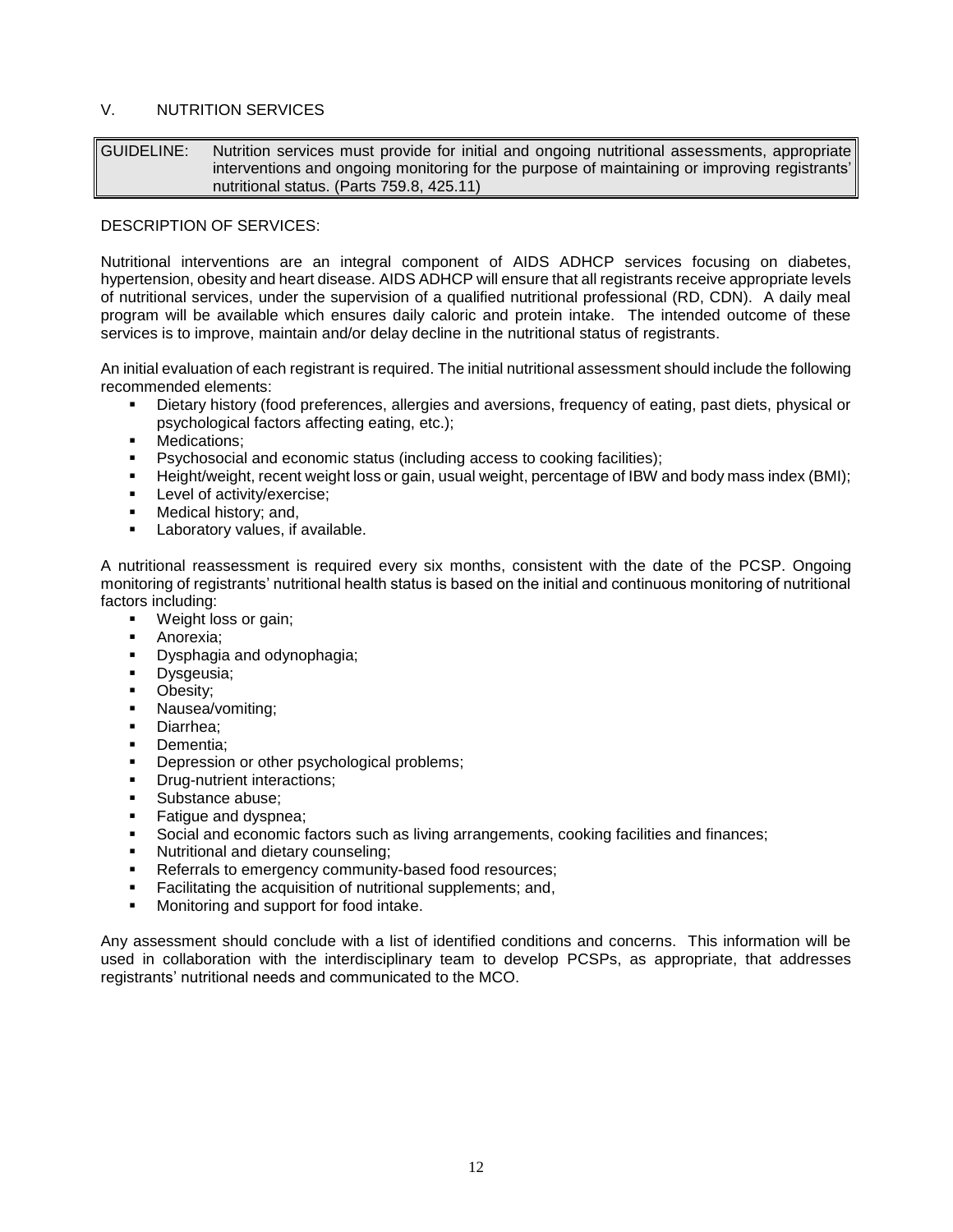## V. NUTRITION SERVICES

| GUIDELINE: | Nutrition services must provide for initial and ongoing nutritional assessments, appropriate interventions and ongoing monitoring for the purpose of maintaining or improving registrants' nutritional status. (Parts 759.8, 425.11) |
|---|---|

DESCRIPTION OF SERVICES:

Nutritional interventions are an integral component of AIDS ADHCP services focusing on diabetes, hypertension, obesity and heart disease. AIDS ADHCP will ensure that all registrants receive appropriate levels of nutritional services, under the supervision of a qualified nutritional professional (RD, CDN). A daily meal program will be available which ensures daily caloric and protein intake. The intended outcome of these services is to improve, maintain and/or delay decline in the nutritional status of registrants.

An initial evaluation of each registrant is required. The initial nutritional assessment should include the following recommended elements:

- Dietary history (food preferences, allergies and aversions, frequency of eating, past diets, physical or psychological factors affecting eating, etc.);
- Medications;
- Psychosocial and economic status (including access to cooking facilities);
- Height/weight, recent weight loss or gain, usual weight, percentage of IBW and body mass index (BMI);
- Level of activity/exercise;
- Medical history; and,
- Laboratory values, if available.

A nutritional reassessment is required every six months, consistent with the date of the PCSP. Ongoing monitoring of registrants' nutritional health status is based on the initial and continuous monitoring of nutritional factors including:

- Weight loss or gain;
- Anorexia;
- Dysphagia and odynophagia;
- Dysgeusia;
- Obesity;
- Nausea/vomiting;
- Diarrhea;
- Dementia;
- Depression or other psychological problems;
- Drug-nutrient interactions;
- Substance abuse;
- Fatigue and dyspnea;
- Social and economic factors such as living arrangements, cooking facilities and finances;
- Nutritional and dietary counseling;
- Referrals to emergency community-based food resources;
- Facilitating the acquisition of nutritional supplements; and,
- Monitoring and support for food intake.

Any assessment should conclude with a list of identified conditions and concerns. This information will be used in collaboration with the interdisciplinary team to develop PCSPs, as appropriate, that addresses registrants' nutritional needs and communicated to the MCO.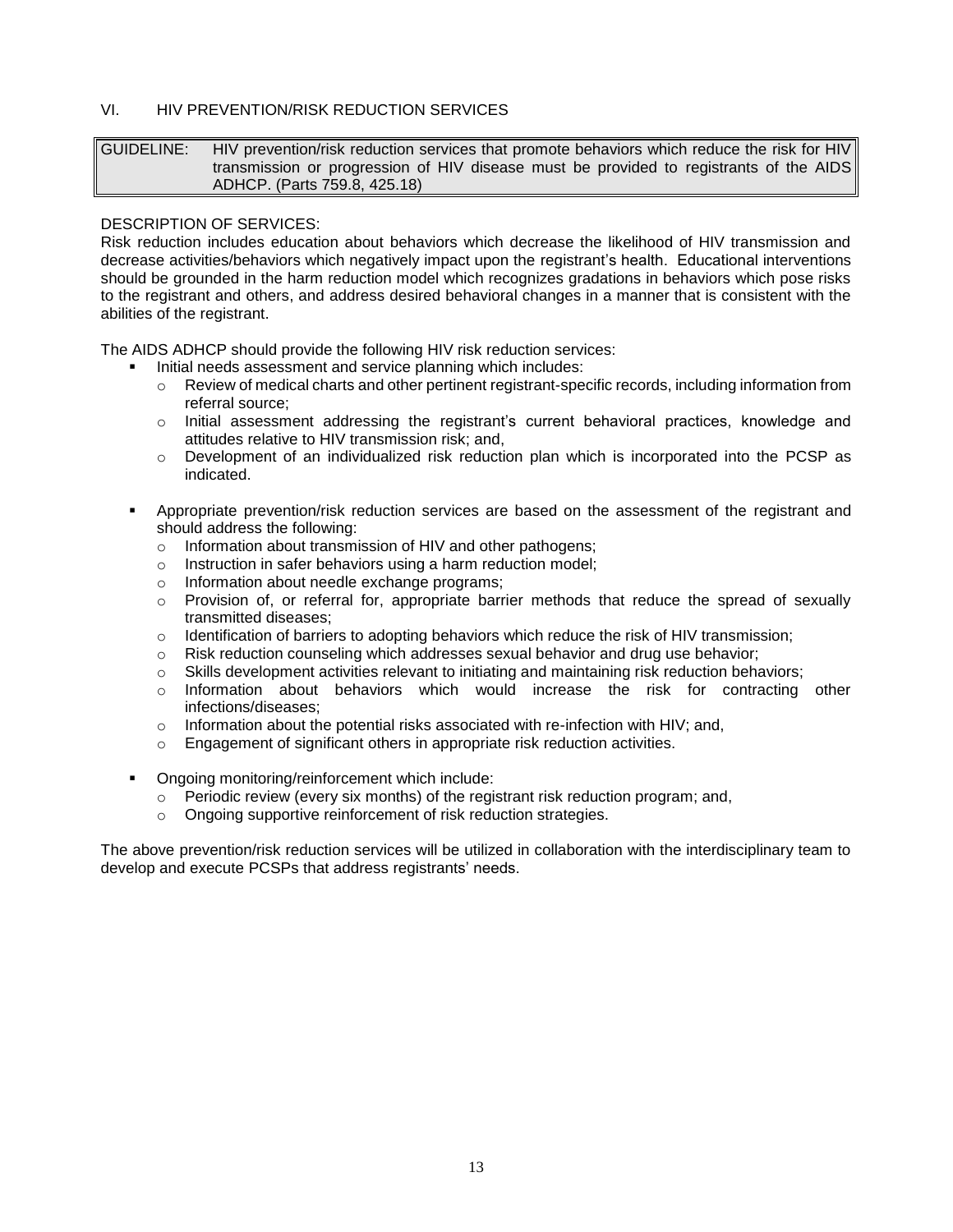## VI. HIV PREVENTION/RISK REDUCTION SERVICES

| GUIDELINE: | HIV prevention/risk reduction services that promote behaviors which reduce the risk for HIV transmission or progression of HIV disease must be provided to registrants of the AIDS ADHCP. (Parts 759.8, 425.18) |
|---|---|

DESCRIPTION OF SERVICES:
Risk reduction includes education about behaviors which decrease the likelihood of HIV transmission and decrease activities/behaviors which negatively impact upon the registrant's health. Educational interventions should be grounded in the harm reduction model which recognizes gradations in behaviors which pose risks to the registrant and others, and address desired behavioral changes in a manner that is consistent with the abilities of the registrant.

The AIDS ADHCP should provide the following HIV risk reduction services:

- Initial needs assessment and service planning which includes:
  - Review of medical charts and other pertinent registrant-specific records, including information from referral source;
  - Initial assessment addressing the registrant's current behavioral practices, knowledge and attitudes relative to HIV transmission risk; and,
  - Development of an individualized risk reduction plan which is incorporated into the PCSP as indicated.

- Appropriate prevention/risk reduction services are based on the assessment of the registrant and should address the following:
  - Information about transmission of HIV and other pathogens;
  - Instruction in safer behaviors using a harm reduction model;
  - Information about needle exchange programs;
  - Provision of, or referral for, appropriate barrier methods that reduce the spread of sexually transmitted diseases;
  - Identification of barriers to adopting behaviors which reduce the risk of HIV transmission;
  - Risk reduction counseling which addresses sexual behavior and drug use behavior;
  - Skills development activities relevant to initiating and maintaining risk reduction behaviors;
  - Information about behaviors which would increase the risk for contracting other infections/diseases;
  - Information about the potential risks associated with re-infection with HIV; and,
  - Engagement of significant others in appropriate risk reduction activities.

- Ongoing monitoring/reinforcement which include:
  - Periodic review (every six months) of the registrant risk reduction program; and,
  - Ongoing supportive reinforcement of risk reduction strategies.

The above prevention/risk reduction services will be utilized in collaboration with the interdisciplinary team to develop and execute PCSPs that address registrants' needs.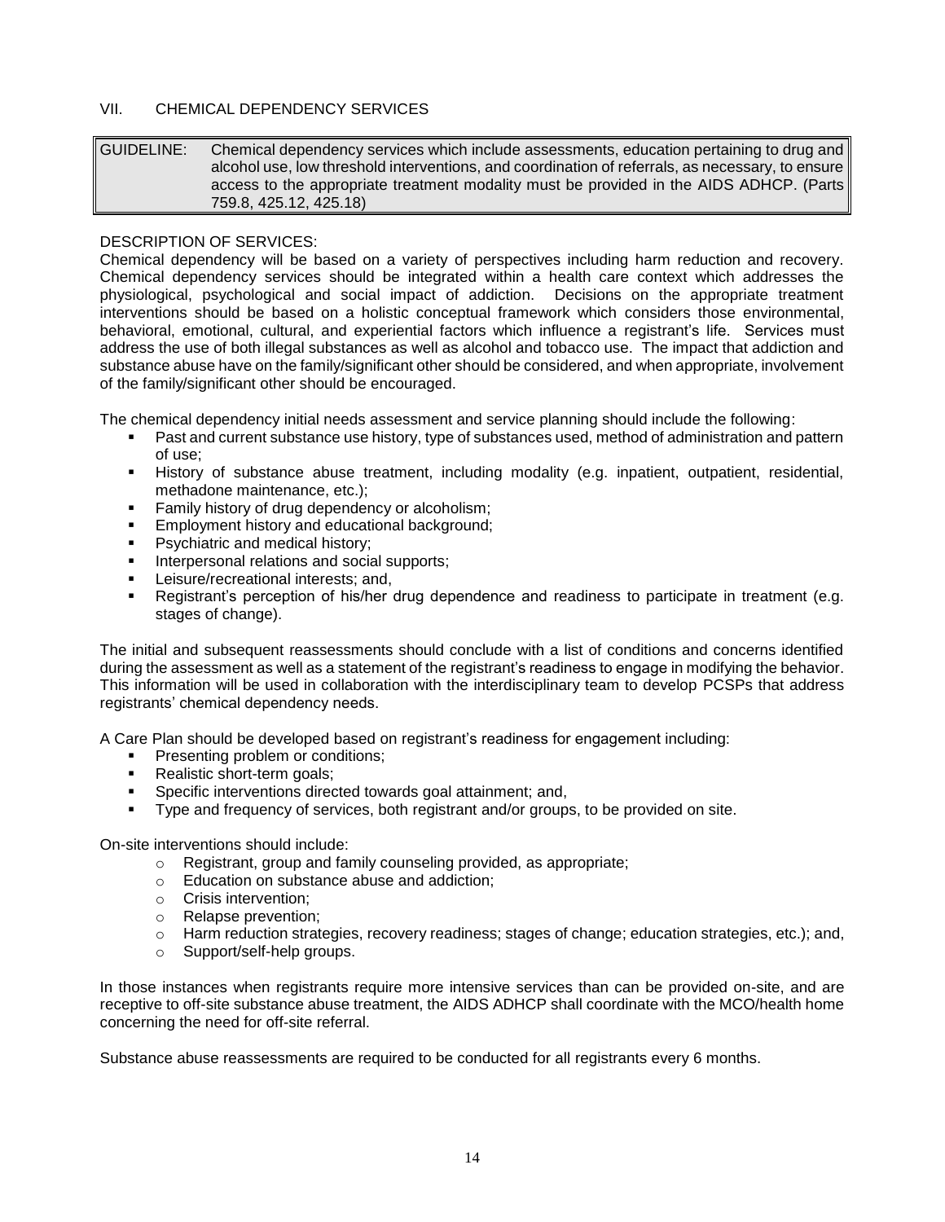## VII. CHEMICAL DEPENDENCY SERVICES

| GUIDELINE: | Chemical dependency services which include assessments, education pertaining to drug and alcohol use, low threshold interventions, and coordination of referrals, as necessary, to ensure access to the appropriate treatment modality must be provided in the AIDS ADHCP. (Parts 759.8, 425.12, 425.18) |
|---|---|

DESCRIPTION OF SERVICES:

Chemical dependency will be based on a variety of perspectives including harm reduction and recovery. Chemical dependency services should be integrated within a health care context which addresses the physiological, psychological and social impact of addiction. Decisions on the appropriate treatment interventions should be based on a holistic conceptual framework which considers those environmental, behavioral, emotional, cultural, and experiential factors which influence a registrant's life. Services must address the use of both illegal substances as well as alcohol and tobacco use. The impact that addiction and substance abuse have on the family/significant other should be considered, and when appropriate, involvement of the family/significant other should be encouraged.

The chemical dependency initial needs assessment and service planning should include the following:

- Past and current substance use history, type of substances used, method of administration and pattern of use;
- History of substance abuse treatment, including modality (e.g. inpatient, outpatient, residential, methadone maintenance, etc.);
- Family history of drug dependency or alcoholism;
- Employment history and educational background;
- Psychiatric and medical history;
- Interpersonal relations and social supports;
- Leisure/recreational interests; and,
- Registrant's perception of his/her drug dependence and readiness to participate in treatment (e.g. stages of change).

The initial and subsequent reassessments should conclude with a list of conditions and concerns identified during the assessment as well as a statement of the registrant's readiness to engage in modifying the behavior. This information will be used in collaboration with the interdisciplinary team to develop PCSPs that address registrants' chemical dependency needs.

A Care Plan should be developed based on registrant's readiness for engagement including:

- Presenting problem or conditions;
- Realistic short-term goals;
- Specific interventions directed towards goal attainment; and,
- Type and frequency of services, both registrant and/or groups, to be provided on site.

On-site interventions should include:

- Registrant, group and family counseling provided, as appropriate;
- Education on substance abuse and addiction;
- Crisis intervention;
- Relapse prevention;
- Harm reduction strategies, recovery readiness; stages of change; education strategies, etc.); and,
- Support/self-help groups.

In those instances when registrants require more intensive services than can be provided on-site, and are receptive to off-site substance abuse treatment, the AIDS ADHCP shall coordinate with the MCO/health home concerning the need for off-site referral.

Substance abuse reassessments are required to be conducted for all registrants every 6 months.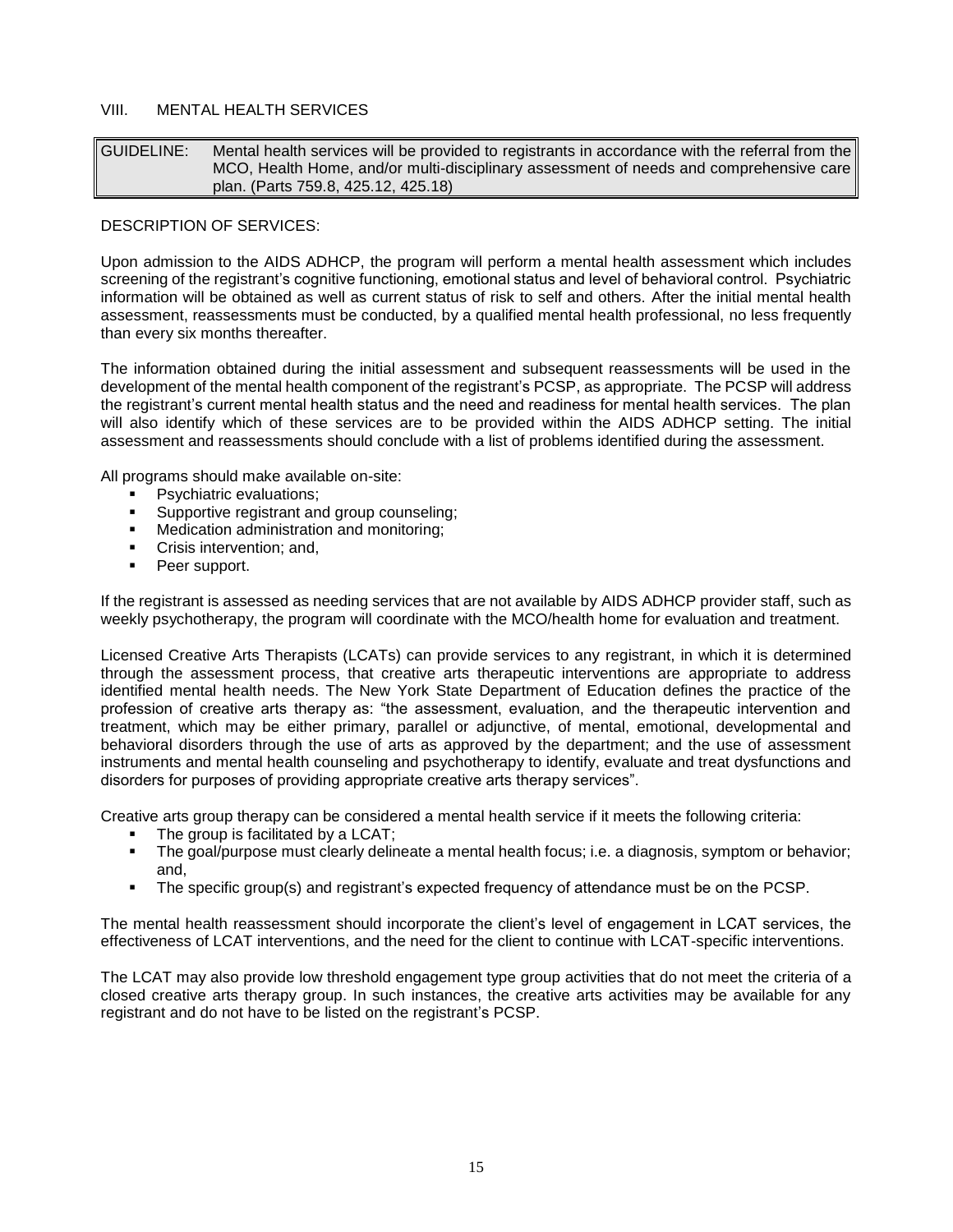## VIII. MENTAL HEALTH SERVICES

| GUIDELINE: | Mental health services will be provided to registrants in accordance with the referral from the MCO, Health Home, and/or multi-disciplinary assessment of needs and comprehensive care plan. (Parts 759.8, 425.12, 425.18) |
|---|---|

DESCRIPTION OF SERVICES:

Upon admission to the AIDS ADHCP, the program will perform a mental health assessment which includes screening of the registrant's cognitive functioning, emotional status and level of behavioral control. Psychiatric information will be obtained as well as current status of risk to self and others. After the initial mental health assessment, reassessments must be conducted, by a qualified mental health professional, no less frequently than every six months thereafter.

The information obtained during the initial assessment and subsequent reassessments will be used in the development of the mental health component of the registrant's PCSP, as appropriate. The PCSP will address the registrant's current mental health status and the need and readiness for mental health services. The plan will also identify which of these services are to be provided within the AIDS ADHCP setting. The initial assessment and reassessments should conclude with a list of problems identified during the assessment.

All programs should make available on-site:

- Psychiatric evaluations;
- Supportive registrant and group counseling;
- Medication administration and monitoring;
- Crisis intervention; and,
- Peer support.

If the registrant is assessed as needing services that are not available by AIDS ADHCP provider staff, such as weekly psychotherapy, the program will coordinate with the MCO/health home for evaluation and treatment.

Licensed Creative Arts Therapists (LCATs) can provide services to any registrant, in which it is determined through the assessment process, that creative arts therapeutic interventions are appropriate to address identified mental health needs. The New York State Department of Education defines the practice of the profession of creative arts therapy as: "the assessment, evaluation, and the therapeutic intervention and treatment, which may be either primary, parallel or adjunctive, of mental, emotional, developmental and behavioral disorders through the use of arts as approved by the department; and the use of assessment instruments and mental health counseling and psychotherapy to identify, evaluate and treat dysfunctions and disorders for purposes of providing appropriate creative arts therapy services".

Creative arts group therapy can be considered a mental health service if it meets the following criteria:

- The group is facilitated by a LCAT;
- The goal/purpose must clearly delineate a mental health focus; i.e. a diagnosis, symptom or behavior; and,
- The specific group(s) and registrant's expected frequency of attendance must be on the PCSP.

The mental health reassessment should incorporate the client's level of engagement in LCAT services, the effectiveness of LCAT interventions, and the need for the client to continue with LCAT-specific interventions.

The LCAT may also provide low threshold engagement type group activities that do not meet the criteria of a closed creative arts therapy group. In such instances, the creative arts activities may be available for any registrant and do not have to be listed on the registrant's PCSP.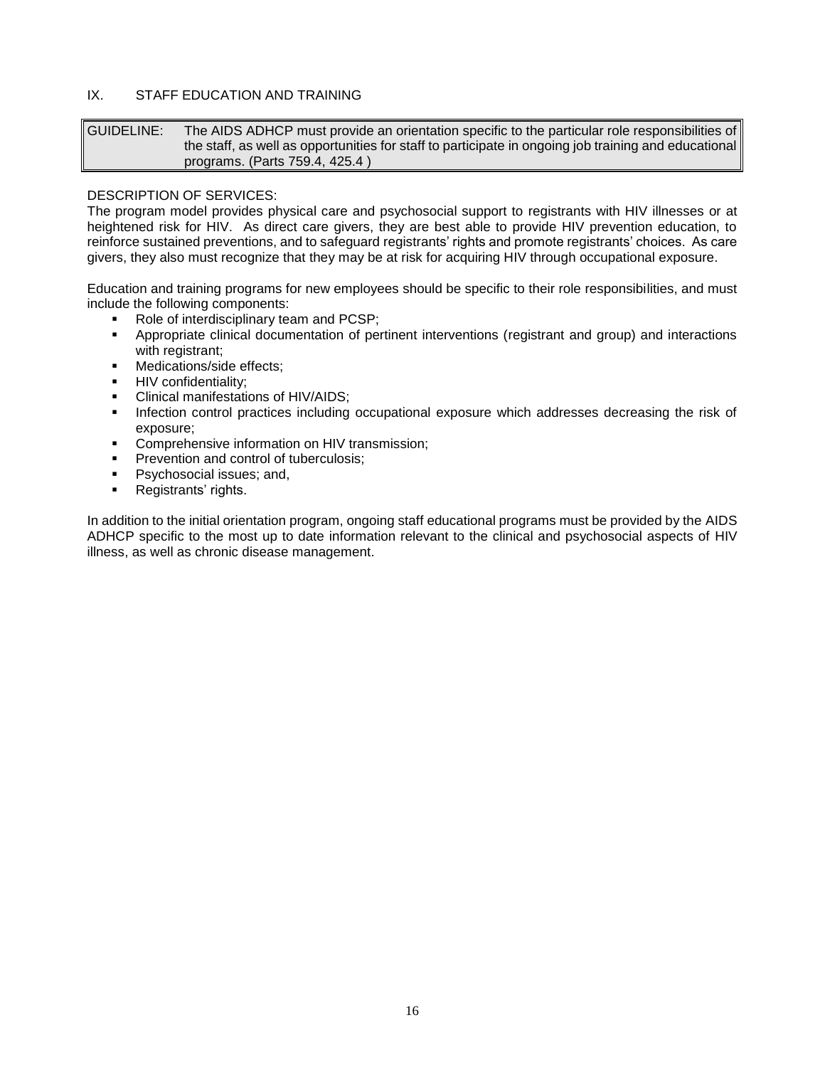## IX. STAFF EDUCATION AND TRAINING

| GUIDELINE: | The AIDS ADHCP must provide an orientation specific to the particular role responsibilities of the staff, as well as opportunities for staff to participate in ongoing job training and educational programs. (Parts 759.4, 425.4 ) |
|---|---|

DESCRIPTION OF SERVICES:
The program model provides physical care and psychosocial support to registrants with HIV illnesses or at heightened risk for HIV. As direct care givers, they are best able to provide HIV prevention education, to reinforce sustained preventions, and to safeguard registrants' rights and promote registrants' choices. As care givers, they also must recognize that they may be at risk for acquiring HIV through occupational exposure.

Education and training programs for new employees should be specific to their role responsibilities, and must include the following components:

- Role of interdisciplinary team and PCSP;
- Appropriate clinical documentation of pertinent interventions (registrant and group) and interactions with registrant;
- Medications/side effects;
- HIV confidentiality;
- Clinical manifestations of HIV/AIDS;
- Infection control practices including occupational exposure which addresses decreasing the risk of exposure;
- Comprehensive information on HIV transmission;
- Prevention and control of tuberculosis;
- Psychosocial issues; and,
- Registrants' rights.

In addition to the initial orientation program, ongoing staff educational programs must be provided by the AIDS ADHCP specific to the most up to date information relevant to the clinical and psychosocial aspects of HIV illness, as well as chronic disease management.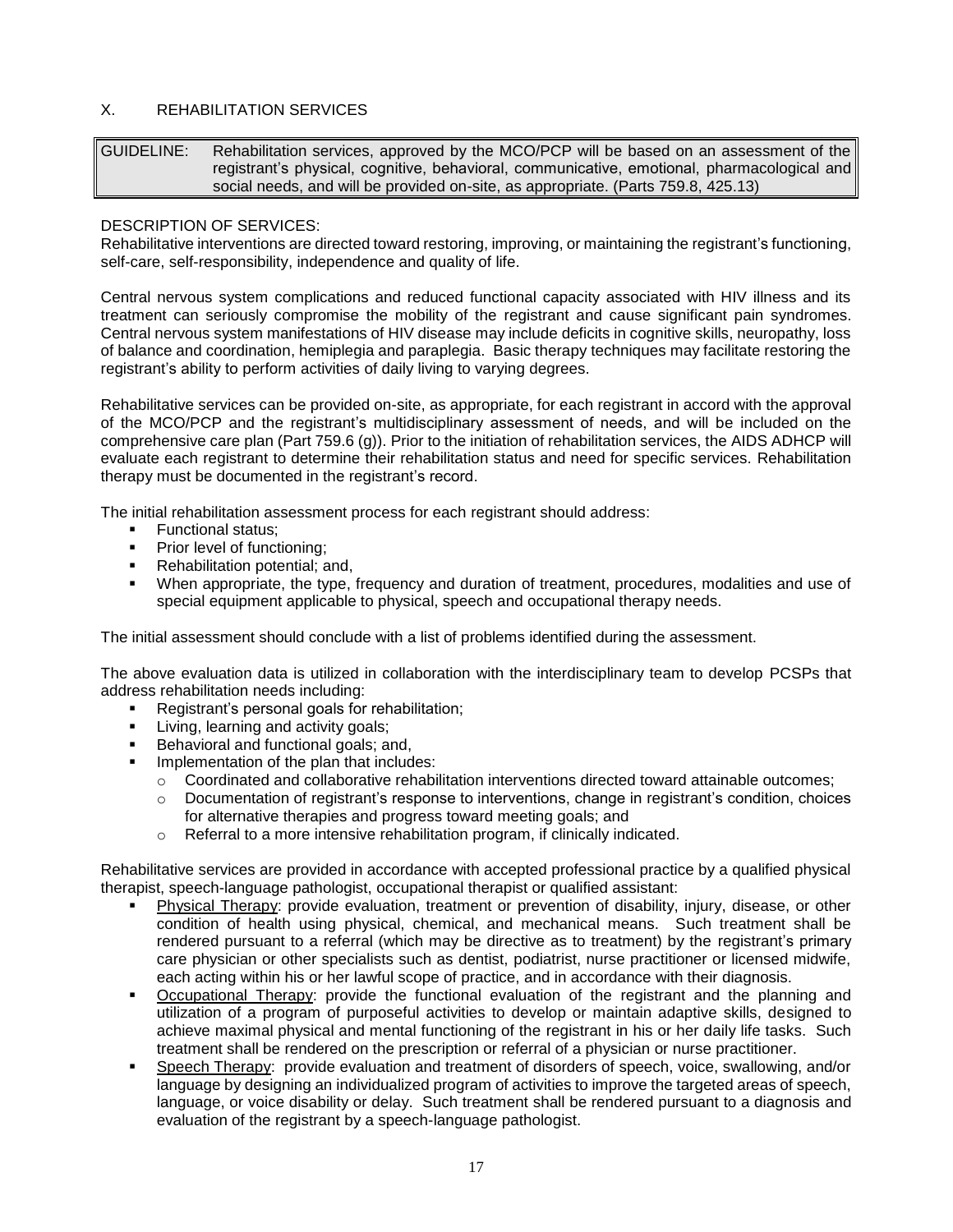## X. REHABILITATION SERVICES

| GUIDELINE: | Rehabilitation services, approved by the MCO/PCP will be based on an assessment of the registrant's physical, cognitive, behavioral, communicative, emotional, pharmacological and social needs, and will be provided on-site, as appropriate. (Parts 759.8, 425.13) |
| --- | --- |

DESCRIPTION OF SERVICES:
Rehabilitative interventions are directed toward restoring, improving, or maintaining the registrant's functioning, self-care, self-responsibility, independence and quality of life.

Central nervous system complications and reduced functional capacity associated with HIV illness and its treatment can seriously compromise the mobility of the registrant and cause significant pain syndromes. Central nervous system manifestations of HIV disease may include deficits in cognitive skills, neuropathy, loss of balance and coordination, hemiplegia and paraplegia. Basic therapy techniques may facilitate restoring the registrant's ability to perform activities of daily living to varying degrees.

Rehabilitative services can be provided on-site, as appropriate, for each registrant in accord with the approval of the MCO/PCP and the registrant's multidisciplinary assessment of needs, and will be included on the comprehensive care plan (Part 759.6 (g)). Prior to the initiation of rehabilitation services, the AIDS ADHCP will evaluate each registrant to determine their rehabilitation status and need for specific services. Rehabilitation therapy must be documented in the registrant's record.

The initial rehabilitation assessment process for each registrant should address:

- Functional status;
- Prior level of functioning;
- Rehabilitation potential; and,
- When appropriate, the type, frequency and duration of treatment, procedures, modalities and use of special equipment applicable to physical, speech and occupational therapy needs.

The initial assessment should conclude with a list of problems identified during the assessment.

The above evaluation data is utilized in collaboration with the interdisciplinary team to develop PCSPs that address rehabilitation needs including:

- Registrant's personal goals for rehabilitation;
- Living, learning and activity goals;
- Behavioral and functional goals; and,
- Implementation of the plan that includes:
  - Coordinated and collaborative rehabilitation interventions directed toward attainable outcomes;
  - Documentation of registrant's response to interventions, change in registrant's condition, choices for alternative therapies and progress toward meeting goals; and
  - Referral to a more intensive rehabilitation program, if clinically indicated.

Rehabilitative services are provided in accordance with accepted professional practice by a qualified physical therapist, speech-language pathologist, occupational therapist or qualified assistant:

- <u>Physical Therapy</u>: provide evaluation, treatment or prevention of disability, injury, disease, or other condition of health using physical, chemical, and mechanical means. Such treatment shall be rendered pursuant to a referral (which may be directive as to treatment) by the registrant's primary care physician or other specialists such as dentist, podiatrist, nurse practitioner or licensed midwife, each acting within his or her lawful scope of practice, and in accordance with their diagnosis.
- <u>Occupational Therapy</u>: provide the functional evaluation of the registrant and the planning and utilization of a program of purposeful activities to develop or maintain adaptive skills, designed to achieve maximal physical and mental functioning of the registrant in his or her daily life tasks. Such treatment shall be rendered on the prescription or referral of a physician or nurse practitioner.
- <u>Speech Therapy</u>: provide evaluation and treatment of disorders of speech, voice, swallowing, and/or language by designing an individualized program of activities to improve the targeted areas of speech, language, or voice disability or delay. Such treatment shall be rendered pursuant to a diagnosis and evaluation of the registrant by a speech-language pathologist.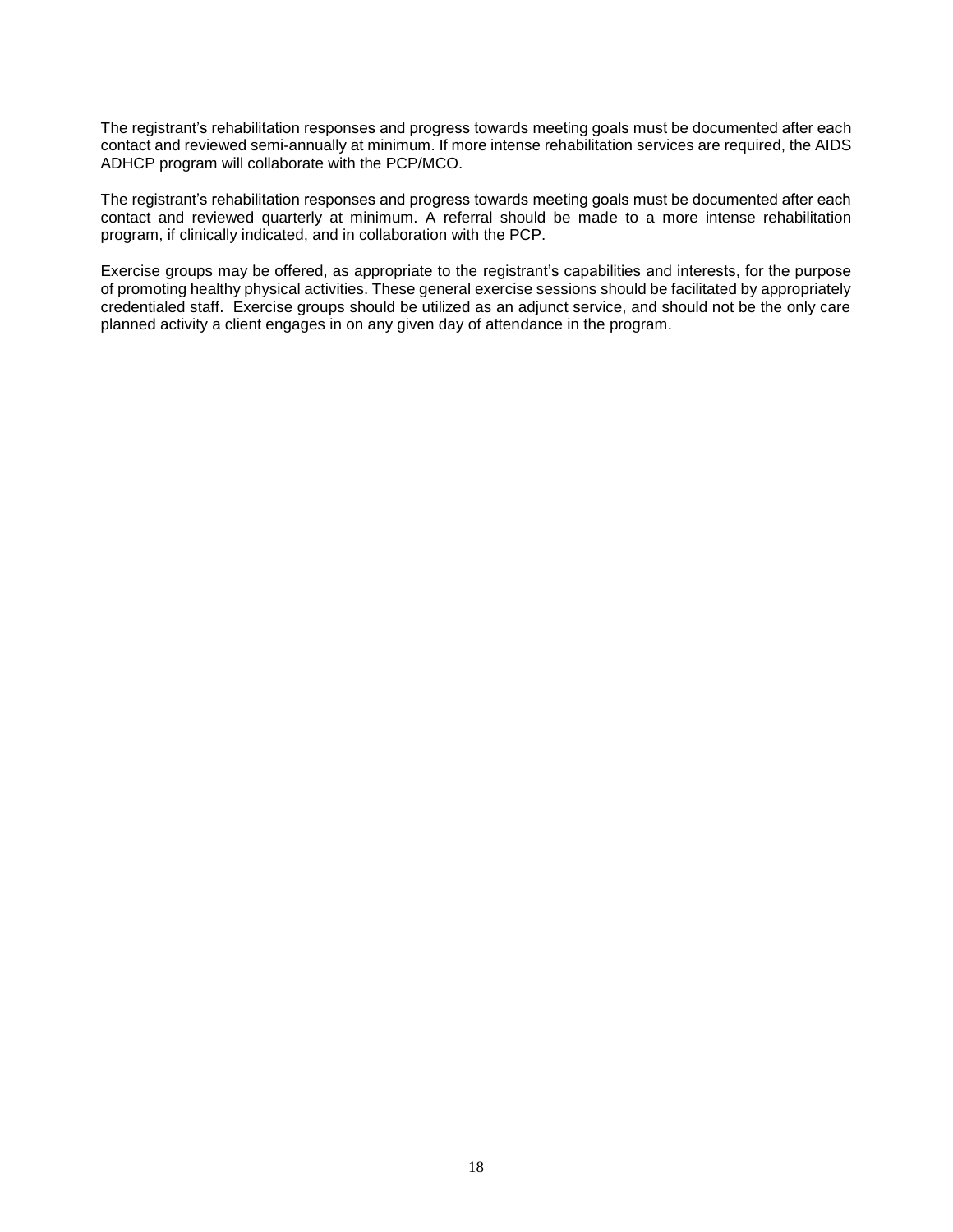The registrant's rehabilitation responses and progress towards meeting goals must be documented after each contact and reviewed semi-annually at minimum. If more intense rehabilitation services are required, the AIDS ADHCP program will collaborate with the PCP/MCO.

The registrant's rehabilitation responses and progress towards meeting goals must be documented after each contact and reviewed quarterly at minimum. A referral should be made to a more intense rehabilitation program, if clinically indicated, and in collaboration with the PCP.

Exercise groups may be offered, as appropriate to the registrant's capabilities and interests, for the purpose of promoting healthy physical activities. These general exercise sessions should be facilitated by appropriately credentialed staff. Exercise groups should be utilized as an adjunct service, and should not be the only care planned activity a client engages in on any given day of attendance in the program.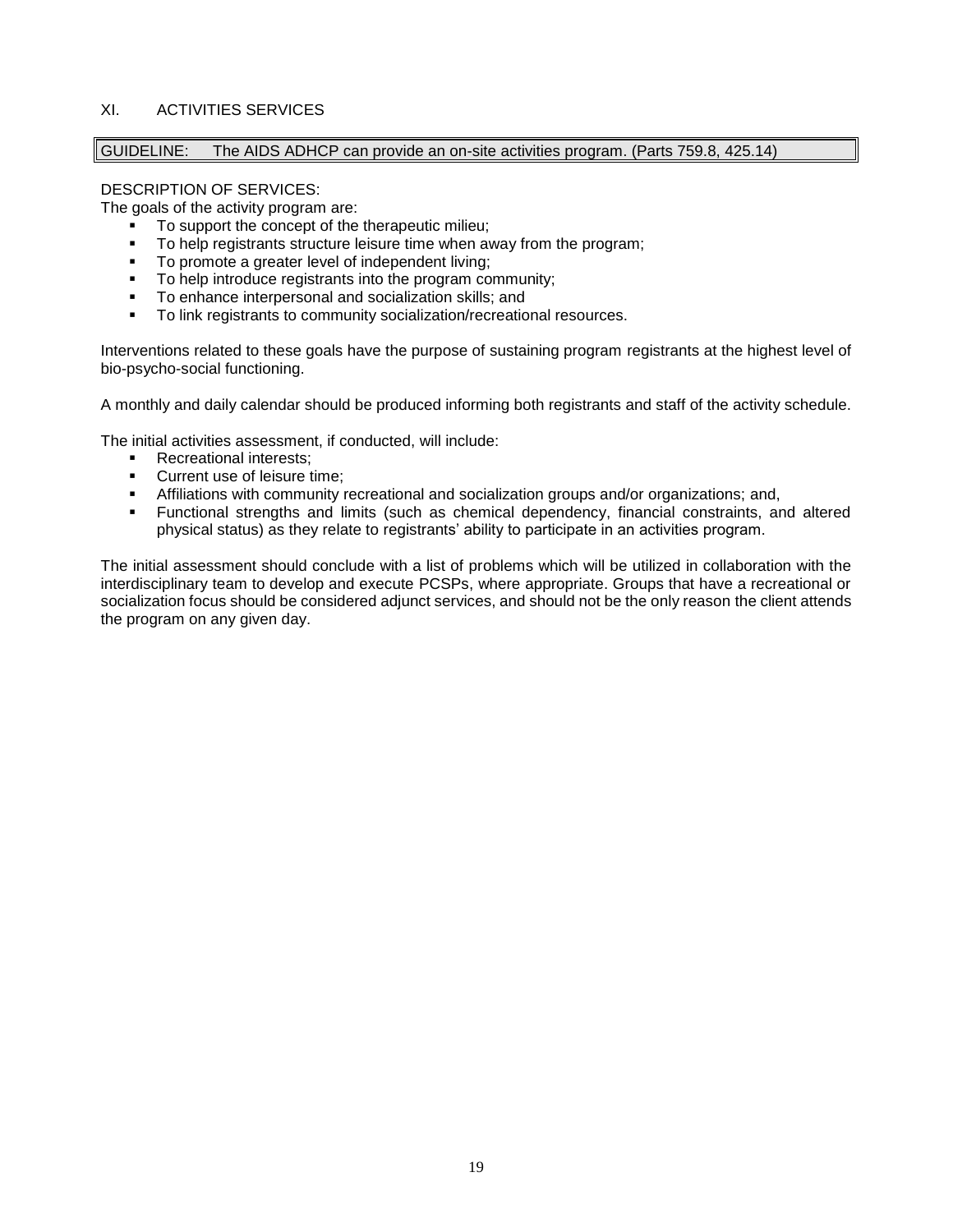## XI. ACTIVITIES SERVICES

| GUIDELINE: The AIDS ADHCP can provide an on-site activities program. (Parts 759.8, 425.14) |
| --- |

DESCRIPTION OF SERVICES:

The goals of the activity program are:

- To support the concept of the therapeutic milieu;
- To help registrants structure leisure time when away from the program;
- To promote a greater level of independent living;
- To help introduce registrants into the program community;
- To enhance interpersonal and socialization skills; and
- To link registrants to community socialization/recreational resources.

Interventions related to these goals have the purpose of sustaining program registrants at the highest level of bio-psycho-social functioning.

A monthly and daily calendar should be produced informing both registrants and staff of the activity schedule.

The initial activities assessment, if conducted, will include:

- Recreational interests;
- Current use of leisure time;
- Affiliations with community recreational and socialization groups and/or organizations; and,
- Functional strengths and limits (such as chemical dependency, financial constraints, and altered physical status) as they relate to registrants' ability to participate in an activities program.

The initial assessment should conclude with a list of problems which will be utilized in collaboration with the interdisciplinary team to develop and execute PCSPs, where appropriate. Groups that have a recreational or socialization focus should be considered adjunct services, and should not be the only reason the client attends the program on any given day.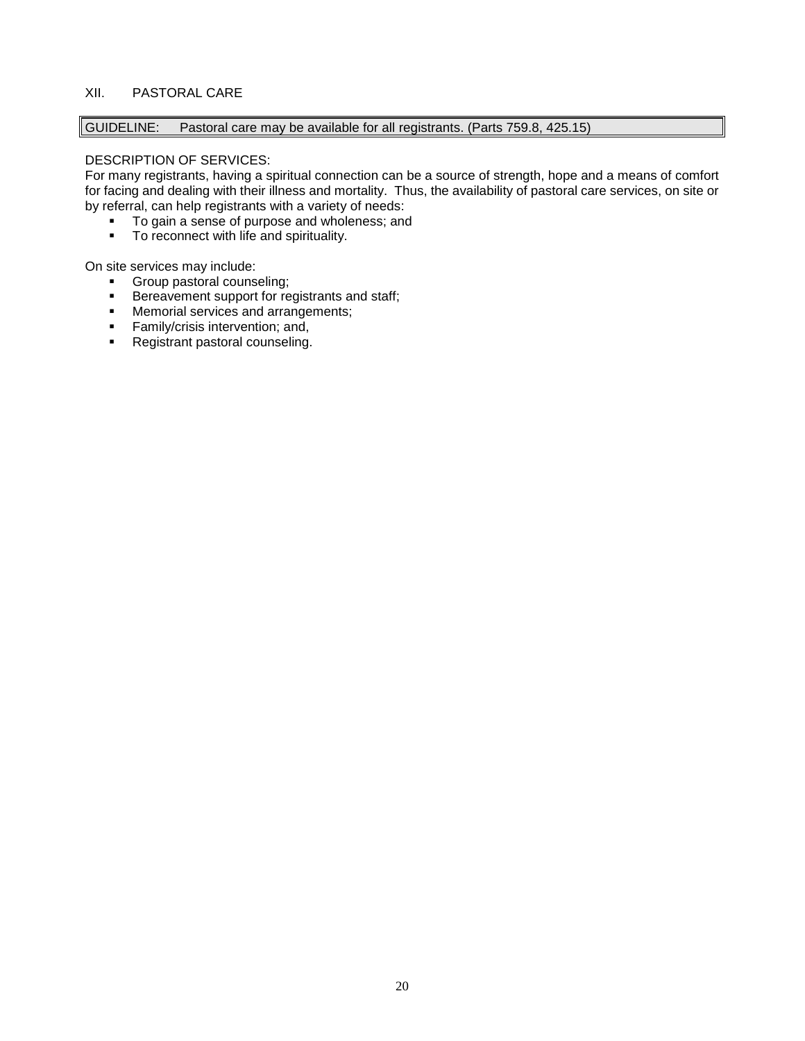## XII. PASTORAL CARE

| GUIDELINE: Pastoral care may be available for all registrants. (Parts 759.8, 425.15) |
|---|

DESCRIPTION OF SERVICES:
For many registrants, having a spiritual connection can be a source of strength, hope and a means of comfort for facing and dealing with their illness and mortality. Thus, the availability of pastoral care services, on site or by referral, can help registrants with a variety of needs:

- To gain a sense of purpose and wholeness; and
- To reconnect with life and spirituality.

On site services may include:

- Group pastoral counseling;
- Bereavement support for registrants and staff;
- Memorial services and arrangements;
- Family/crisis intervention; and,
- Registrant pastoral counseling.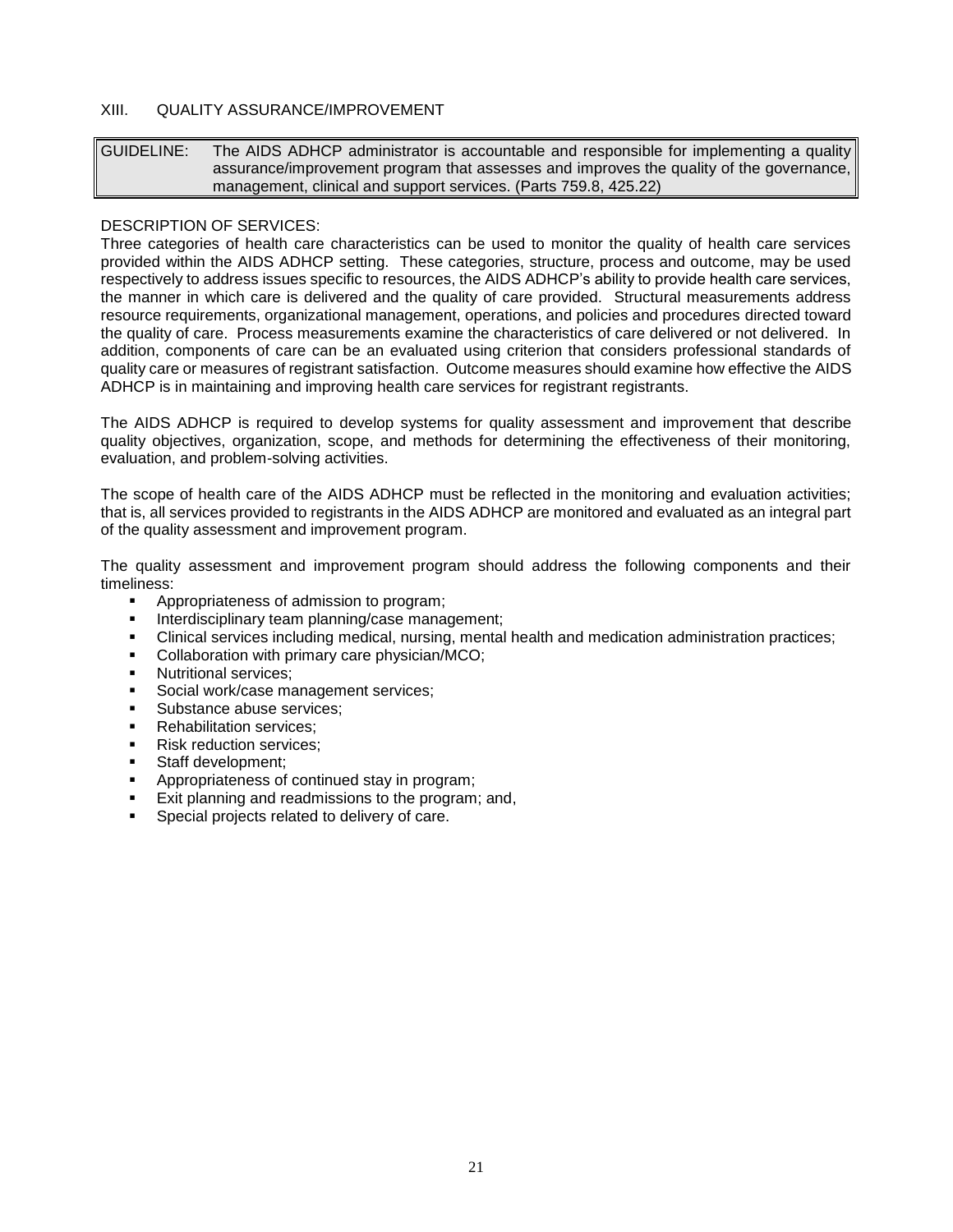## XIII. QUALITY ASSURANCE/IMPROVEMENT

| GUIDELINE: | The AIDS ADHCP administrator is accountable and responsible for implementing a quality assurance/improvement program that assesses and improves the quality of the governance, management, clinical and support services. (Parts 759.8, 425.22) |
|---|---|

DESCRIPTION OF SERVICES:

Three categories of health care characteristics can be used to monitor the quality of health care services provided within the AIDS ADHCP setting. These categories, structure, process and outcome, may be used respectively to address issues specific to resources, the AIDS ADHCP's ability to provide health care services, the manner in which care is delivered and the quality of care provided. Structural measurements address resource requirements, organizational management, operations, and policies and procedures directed toward the quality of care. Process measurements examine the characteristics of care delivered or not delivered. In addition, components of care can be an evaluated using criterion that considers professional standards of quality care or measures of registrant satisfaction. Outcome measures should examine how effective the AIDS ADHCP is in maintaining and improving health care services for registrant registrants.

The AIDS ADHCP is required to develop systems for quality assessment and improvement that describe quality objectives, organization, scope, and methods for determining the effectiveness of their monitoring, evaluation, and problem-solving activities.

The scope of health care of the AIDS ADHCP must be reflected in the monitoring and evaluation activities; that is, all services provided to registrants in the AIDS ADHCP are monitored and evaluated as an integral part of the quality assessment and improvement program.

The quality assessment and improvement program should address the following components and their timeliness:

- Appropriateness of admission to program;
- Interdisciplinary team planning/case management;
- Clinical services including medical, nursing, mental health and medication administration practices;
- Collaboration with primary care physician/MCO;
- Nutritional services;
- Social work/case management services;
- Substance abuse services;
- Rehabilitation services;
- Risk reduction services;
- Staff development;
- Appropriateness of continued stay in program;
- Exit planning and readmissions to the program; and,
- Special projects related to delivery of care.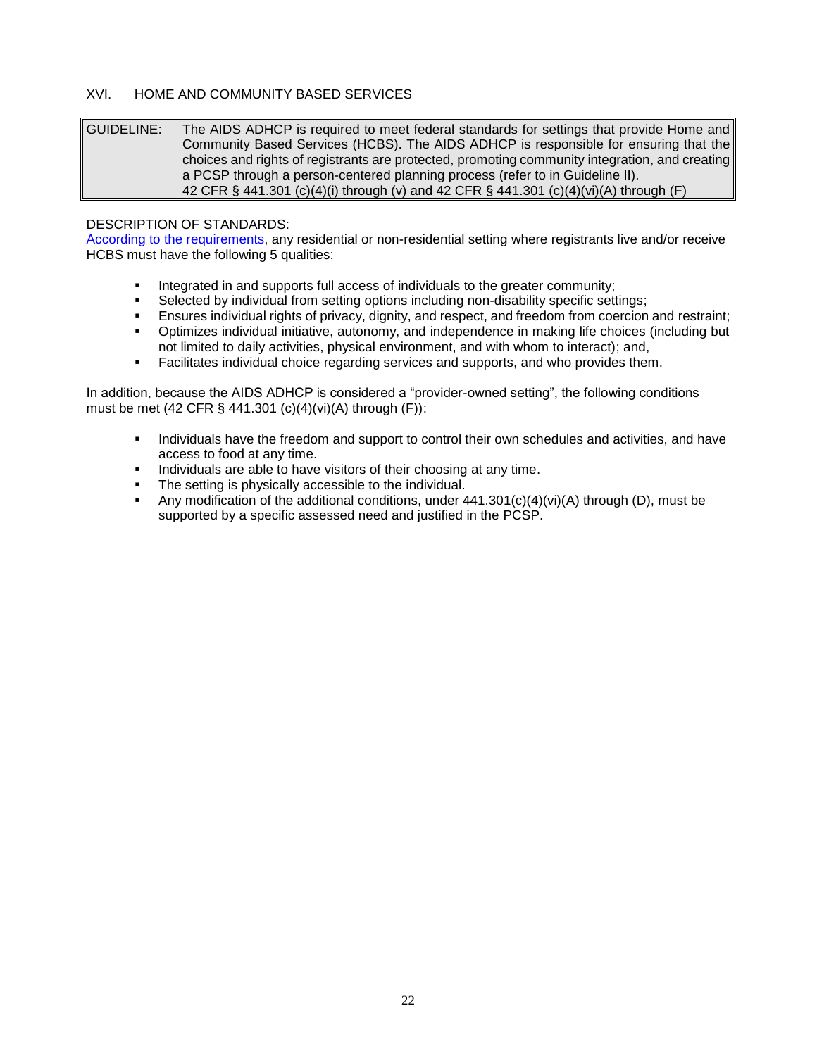## XVI. HOME AND COMMUNITY BASED SERVICES

| | |
|---|---|
| GUIDELINE: | The AIDS ADHCP is required to meet federal standards for settings that provide Home and Community Based Services (HCBS). The AIDS ADHCP is responsible for ensuring that the choices and rights of registrants are protected, promoting community integration, and creating a PCSP through a person-centered planning process (refer to in Guideline II). 42 CFR § 441.301 (c)(4)(i) through (v) and 42 CFR § 441.301 (c)(4)(vi)(A) through (F) |

DESCRIPTION OF STANDARDS:

According to the requirements, any residential or non-residential setting where registrants live and/or receive HCBS must have the following 5 qualities:

- Integrated in and supports full access of individuals to the greater community;
- Selected by individual from setting options including non-disability specific settings;
- Ensures individual rights of privacy, dignity, and respect, and freedom from coercion and restraint;
- Optimizes individual initiative, autonomy, and independence in making life choices (including but not limited to daily activities, physical environment, and with whom to interact); and,
- Facilitates individual choice regarding services and supports, and who provides them.

In addition, because the AIDS ADHCP is considered a "provider-owned setting", the following conditions must be met (42 CFR § 441.301 (c)(4)(vi)(A) through (F)):

- Individuals have the freedom and support to control their own schedules and activities, and have access to food at any time.
- Individuals are able to have visitors of their choosing at any time.
- The setting is physically accessible to the individual.
- Any modification of the additional conditions, under 441.301(c)(4)(vi)(A) through (D), must be supported by a specific assessed need and justified in the PCSP.